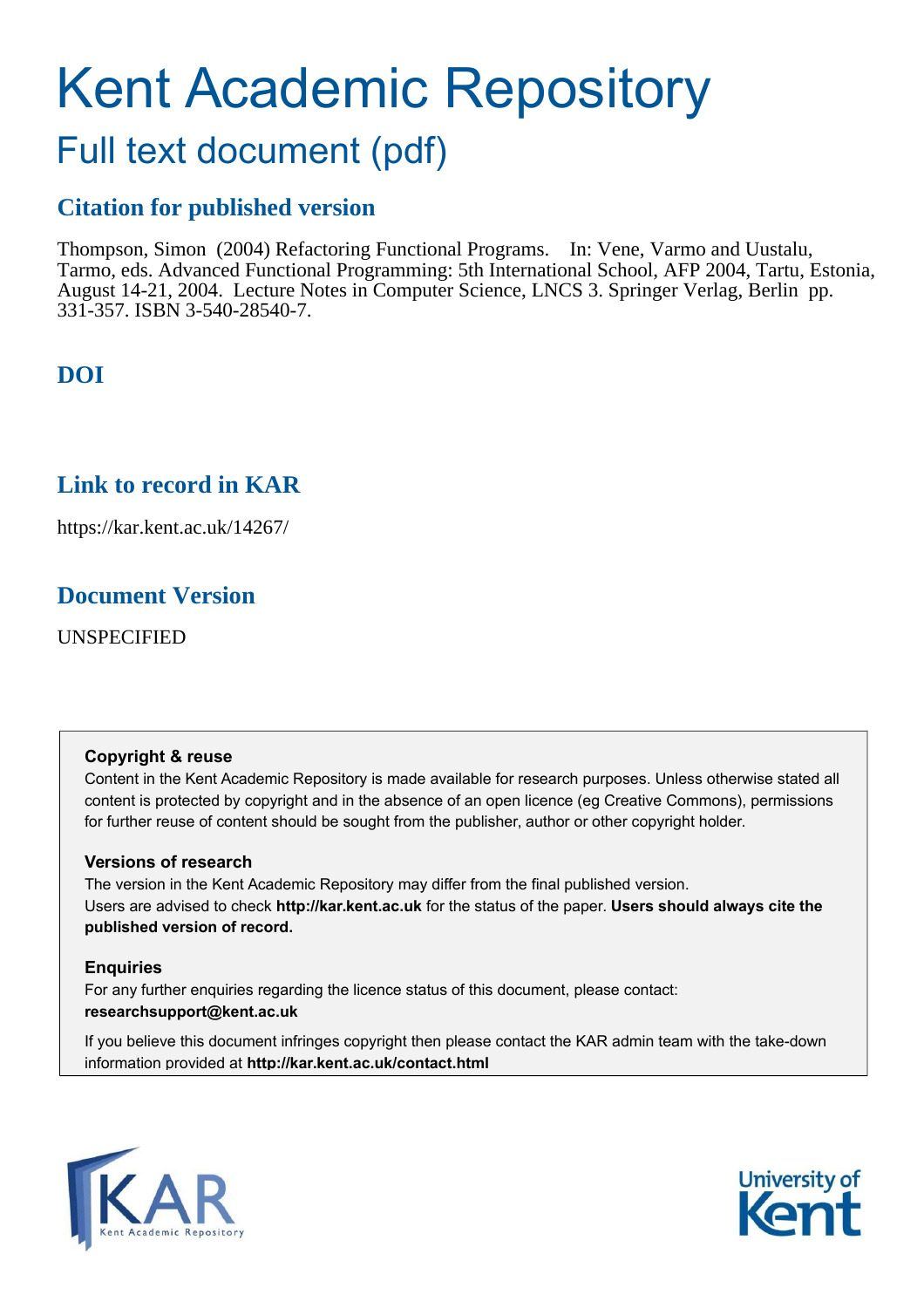# Kent Academic Repository

## Full text document (pdf)

### Citation for published version

Thompson, Simon (2004) Refactoring Functional Programs. In: Vene, Varmo and Uustalu, Tarmo, eds. Advanced Functional Programming: 5th International School, AFP 2004, Tartu, Estonia, August 14-21, 2004. Lecture Notes in Computer Science, LNCS 3. Springer Verlag, Berlin pp. 331-357. ISBN 3-540-28540-7.

### DOI

### Link to record in KAR

https://kar.kent.ac.uk/14267/

### Document Version

UNSPECIFIED

**Copyright & reuse**

Content in the Kent Academic Repository is made available for research purposes. Unless otherwise stated all content is protected by copyright and in the absence of an open licence (eg Creative Commons), permissions for further reuse of content should be sought from the publisher, author or other copyright holder.

**Versions of research**

The version in the Kent Academic Repository may differ from the final published version. Users are advised to check **http://kar.kent.ac.uk** for the status of the paper. **Users should always cite the published version of record.**

**Enquiries**

For any further enquiries regarding the licence status of this document, please contact: **researchsupport@kent.ac.uk**

If you believe this document infringes copyright then please contact the KAR admin team with the take-down information provided at **http://kar.kent.ac.uk/contact.html**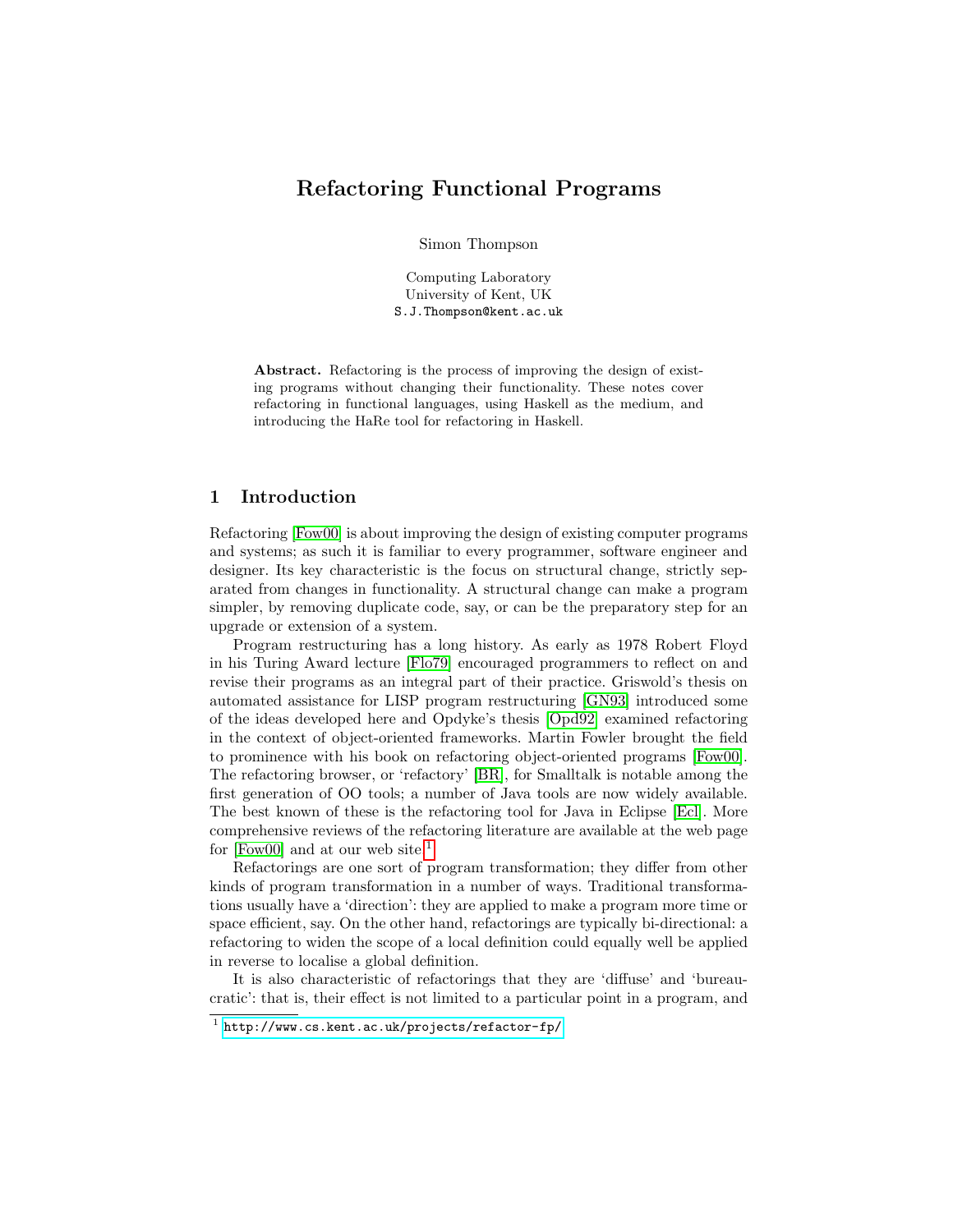# Refactoring Functional Programs

Simon Thompson

Computing Laboratory
University of Kent, UK
S.J.Thompson@kent.ac.uk

**Abstract.** Refactoring is the process of improving the design of existing programs without changing their functionality. These notes cover refactoring in functional languages, using Haskell as the medium, and introducing the HaRe tool for refactoring in Haskell.

## 1 Introduction

Refactoring [Fow00] is about improving the design of existing computer programs and systems; as such it is familiar to every programmer, software engineer and designer. Its key characteristic is the focus on structural change, strictly separated from changes in functionality. A structural change can make a program simpler, by removing duplicate code, say, or can be the preparatory step for an upgrade or extension of a system.

Program restructuring has a long history. As early as 1978 Robert Floyd in his Turing Award lecture [Flo79] encouraged programmers to reflect on and revise their programs as an integral part of their practice. Griswold's thesis on automated assistance for LISP program restructuring [GN93] introduced some of the ideas developed here and Opdyke's thesis [Opd92] examined refactoring in the context of object-oriented frameworks. Martin Fowler brought the field to prominence with his book on refactoring object-oriented programs [Fow00]. The refactoring browser, or 'refactory' [BR], for Smalltalk is notable among the first generation of OO tools; a number of Java tools are now widely available. The best known of these is the refactoring tool for Java in Eclipse [Ecl]. More comprehensive reviews of the refactoring literature are available at the web page for [Fow00] and at our web site.[1]

Refactorings are one sort of program transformation; they differ from other kinds of program transformation in a number of ways. Traditional transformations usually have a 'direction': they are applied to make a program more time or space efficient, say. On the other hand, refactorings are typically bi-directional: a refactoring to widen the scope of a local definition could equally well be applied in reverse to localise a global definition.

It is also characteristic of refactorings that they are 'diffuse' and 'bureaucratic': that is, their effect is not limited to a particular point in a program, and

[1] http://www.cs.kent.ac.uk/projects/refactor-fp/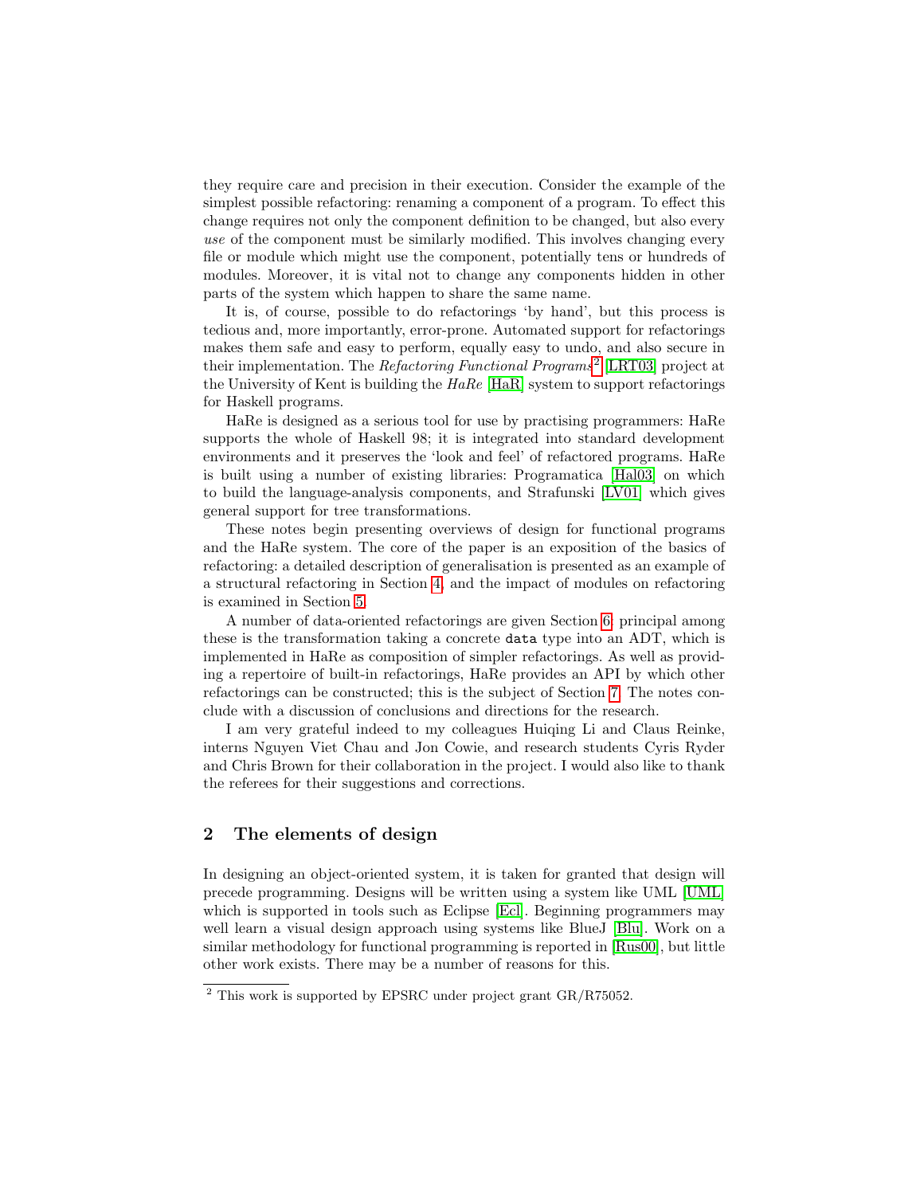they require care and precision in their execution. Consider the example of the simplest possible refactoring: renaming a component of a program. To effect this change requires not only the component definition to be changed, but also every *use* of the component must be similarly modified. This involves changing every file or module which might use the component, potentially tens or hundreds of modules. Moreover, it is vital not to change any components hidden in other parts of the system which happen to share the same name.

It is, of course, possible to do refactorings 'by hand', but this process is tedious and, more importantly, error-prone. Automated support for refactorings makes them safe and easy to perform, equally easy to undo, and also secure in their implementation. The *Refactoring Functional Programs*[2] [LRT03] project at the University of Kent is building the *HaRe* [HaR] system to support refactorings for Haskell programs.

HaRe is designed as a serious tool for use by practising programmers: HaRe supports the whole of Haskell 98; it is integrated into standard development environments and it preserves the 'look and feel' of refactored programs. HaRe is built using a number of existing libraries: Programatica [Hal03] on which to build the language-analysis components, and Strafunski [LV01] which gives general support for tree transformations.

These notes begin presenting overviews of design for functional programs and the HaRe system. The core of the paper is an exposition of the basics of refactoring: a detailed description of generalisation is presented as an example of a structural refactoring in Section 4, and the impact of modules on refactoring is examined in Section 5.

A number of data-oriented refactorings are given Section 6: principal among these is the transformation taking a concrete `data` type into an ADT, which is implemented in HaRe as composition of simpler refactorings. As well as providing a repertoire of built-in refactorings, HaRe provides an API by which other refactorings can be constructed; this is the subject of Section 7. The notes conclude with a discussion of conclusions and directions for the research.

I am very grateful indeed to my colleagues Huiqing Li and Claus Reinke, interns Nguyen Viet Chau and Jon Cowie, and research students Cyris Ryder and Chris Brown for their collaboration in the project. I would also like to thank the referees for their suggestions and corrections.

## 2 The elements of design

In designing an object-oriented system, it is taken for granted that design will precede programming. Designs will be written using a system like UML [UML] which is supported in tools such as Eclipse [Ecl]. Beginning programmers may well learn a visual design approach using systems like BlueJ [Blu]. Work on a similar methodology for functional programming is reported in [Rus00], but little other work exists. There may be a number of reasons for this.

[2] This work is supported by EPSRC under project grant GR/R75052.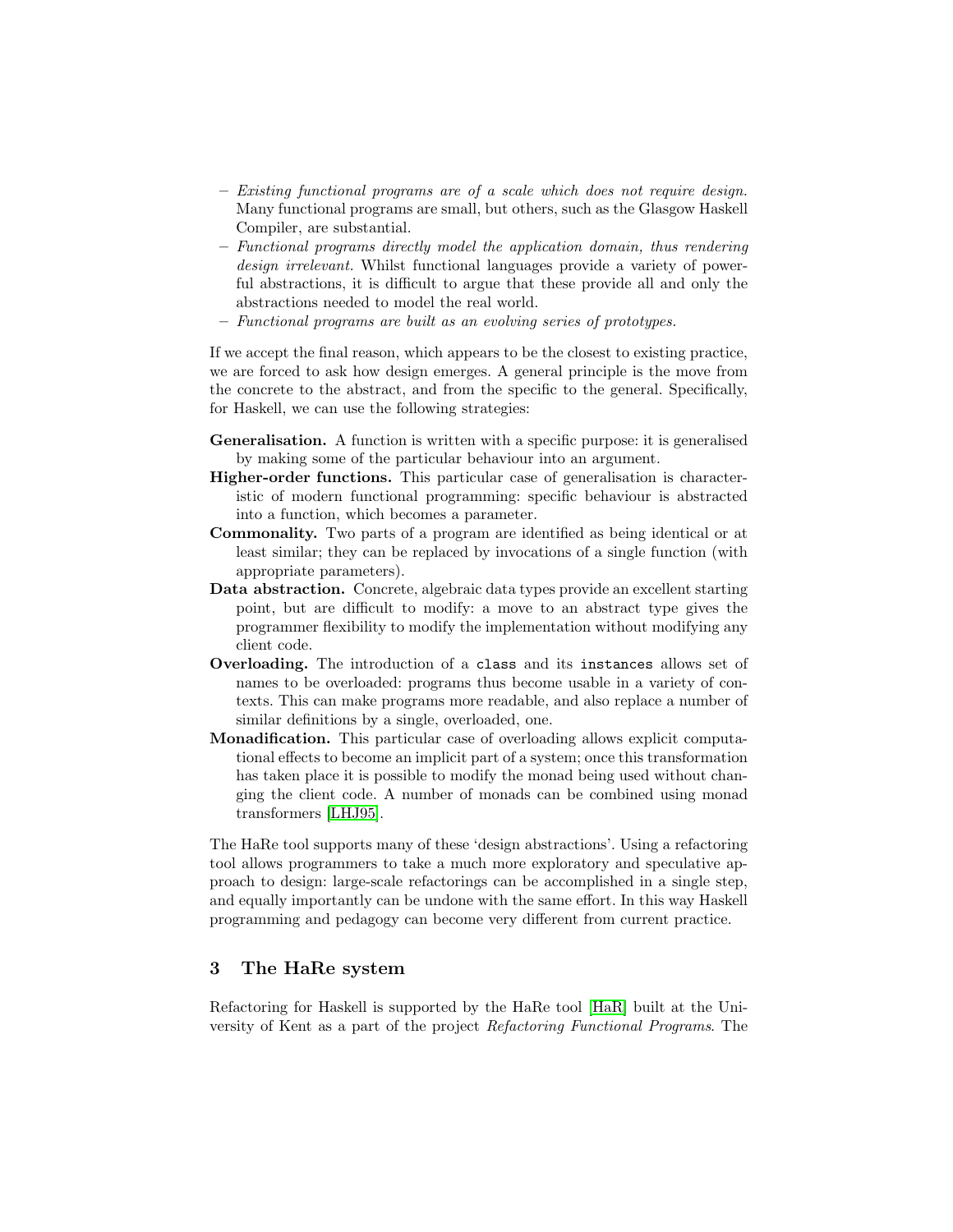- *Existing functional programs are of a scale which does not require design.* Many functional programs are small, but others, such as the Glasgow Haskell Compiler, are substantial.
- *Functional programs directly model the application domain, thus rendering design irrelevant.* Whilst functional languages provide a variety of powerful abstractions, it is difficult to argue that these provide all and only the abstractions needed to model the real world.
- *Functional programs are built as an evolving series of prototypes.*

If we accept the final reason, which appears to be the closest to existing practice, we are forced to ask how design emerges. A general principle is the move from the concrete to the abstract, and from the specific to the general. Specifically, for Haskell, we can use the following strategies:

**Generalisation.** A function is written with a specific purpose: it is generalised by making some of the particular behaviour into an argument.

**Higher-order functions.** This particular case of generalisation is characteristic of modern functional programming: specific behaviour is abstracted into a function, which becomes a parameter.

**Commonality.** Two parts of a program are identified as being identical or at least similar; they can be replaced by invocations of a single function (with appropriate parameters).

**Data abstraction.** Concrete, algebraic data types provide an excellent starting point, but are difficult to modify: a move to an abstract type gives the programmer flexibility to modify the implementation without modifying any client code.

**Overloading.** The introduction of a `class` and its `instances` allows set of names to be overloaded: programs thus become usable in a variety of contexts. This can make programs more readable, and also replace a number of similar definitions by a single, overloaded, one.

**Monadification.** This particular case of overloading allows explicit computational effects to become an implicit part of a system; once this transformation has taken place it is possible to modify the monad being used without changing the client code. A number of monads can be combined using monad transformers [LHJ95].

The HaRe tool supports many of these 'design abstractions'. Using a refactoring tool allows programmers to take a much more exploratory and speculative approach to design: large-scale refactorings can be accomplished in a single step, and equally importantly can be undone with the same effort. In this way Haskell programming and pedagogy can become very different from current practice.

## 3 The HaRe system

Refactoring for Haskell is supported by the HaRe tool [HaR] built at the University of Kent as a part of the project *Refactoring Functional Programs*. The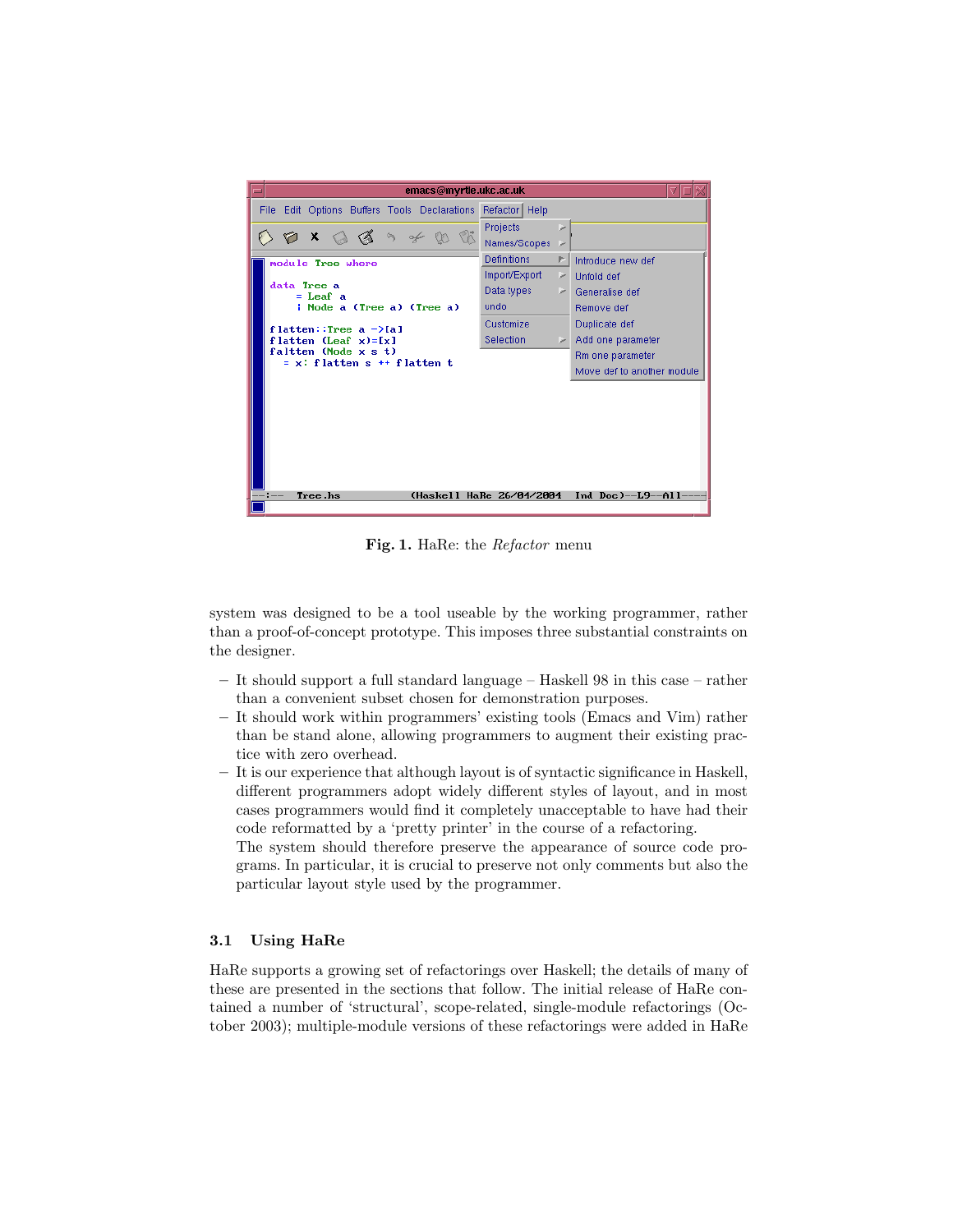**Fig. 1.** HaRe: the *Refactor* menu

system was designed to be a tool useable by the working programmer, rather than a proof-of-concept prototype. This imposes three substantial constraints on the designer.

- It should support a full standard language – Haskell 98 in this case – rather than a convenient subset chosen for demonstration purposes.
- It should work within programmers' existing tools (Emacs and Vim) rather than be stand alone, allowing programmers to augment their existing practice with zero overhead.
- It is our experience that although layout is of syntactic significance in Haskell, different programmers adopt widely different styles of layout, and in most cases programmers would find it completely unacceptable to have had their code reformatted by a 'pretty printer' in the course of a refactoring.
  The system should therefore preserve the appearance of source code programs. In particular, it is crucial to preserve not only comments but also the particular layout style used by the programmer.

### 3.1 Using HaRe

HaRe supports a growing set of refactorings over Haskell; the details of many of these are presented in the sections that follow. The initial release of HaRe contained a number of 'structural', scope-related, single-module refactorings (October 2003); multiple-module versions of these refactorings were added in HaRe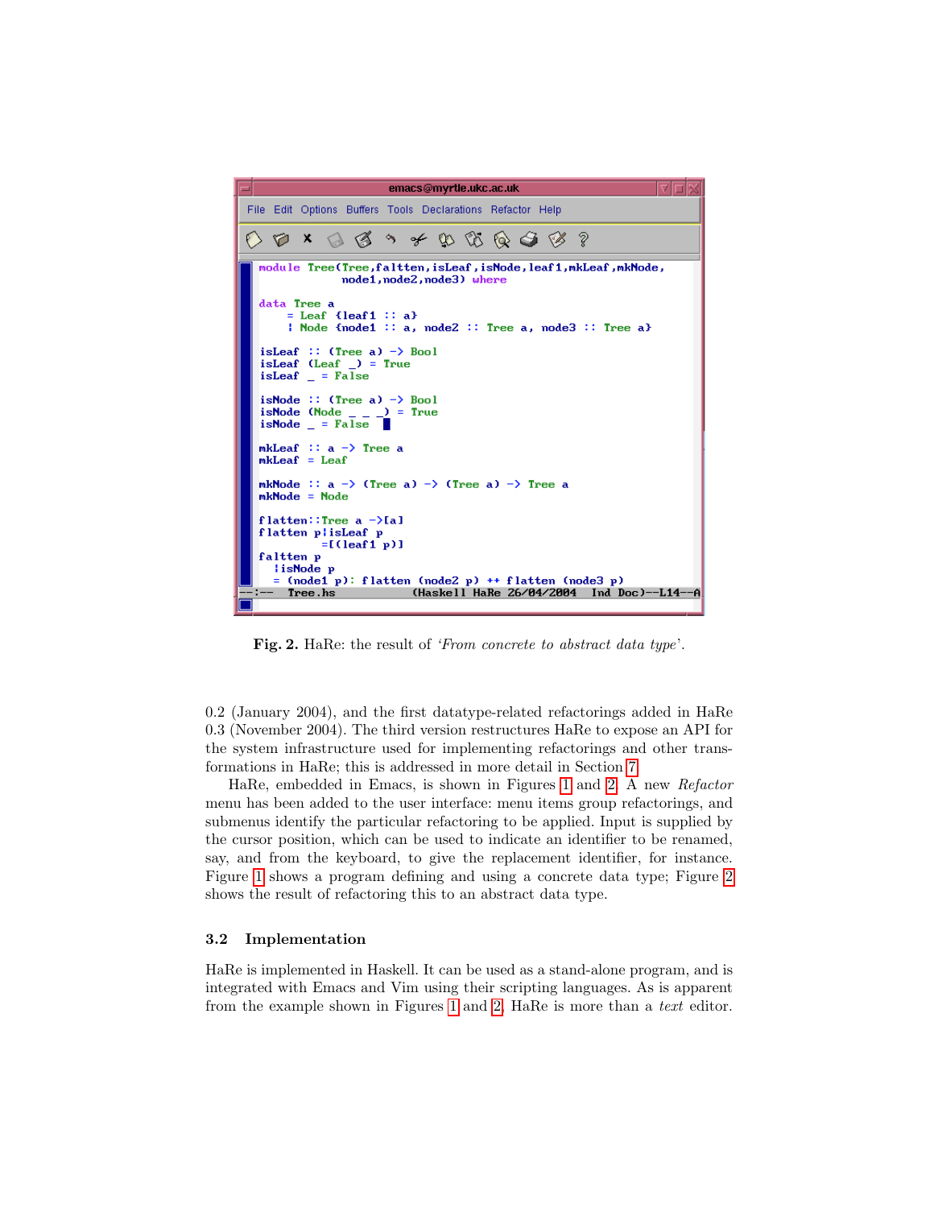```haskell
module Tree(Tree,faltten,isLeaf,isNode,leaf1,mkLeaf,mkNode,
            node1,node2,node3) where

data Tree a
    = Leaf {leaf1 :: a}
    | Node {node1 :: a, node2 :: Tree a, node3 :: Tree a}

isLeaf :: (Tree a) -> Bool
isLeaf (Leaf _) = True
isLeaf _ = False

isNode :: (Tree a) -> Bool
isNode (Node _ _ _) = True
isNode _ = False

mkLeaf :: a -> Tree a
mkLeaf = Leaf

mkNode :: a -> (Tree a) -> (Tree a) -> Tree a
mkNode = Node

flatten::Tree a ->[a]
flatten p|isLeaf p
         =[(leaf1 p)]
faltten p
  |isNode p
  = (node1 p): flatten (node2 p) ++ flatten (node3 p)
```

**Fig. 2.** HaRe: the result of *'From concrete to abstract data type'*.

0.2 (January 2004), and the first datatype-related refactorings added in HaRe 0.3 (November 2004). The third version restructures HaRe to expose an API for the system infrastructure used for implementing refactorings and other transformations in HaRe; this is addressed in more detail in Section 7.

HaRe, embedded in Emacs, is shown in Figures 1 and 2. A new *Refactor* menu has been added to the user interface: menu items group refactorings, and submenus identify the particular refactoring to be applied. Input is supplied by the cursor position, which can be used to indicate an identifier to be renamed, say, and from the keyboard, to give the replacement identifier, for instance. Figure 1 shows a program defining and using a concrete data type; Figure 2 shows the result of refactoring this to an abstract data type.

### 3.2 Implementation

HaRe is implemented in Haskell. It can be used as a stand-alone program, and is integrated with Emacs and Vim using their scripting languages. As is apparent from the example shown in Figures 1 and 2, HaRe is more than a *text* editor.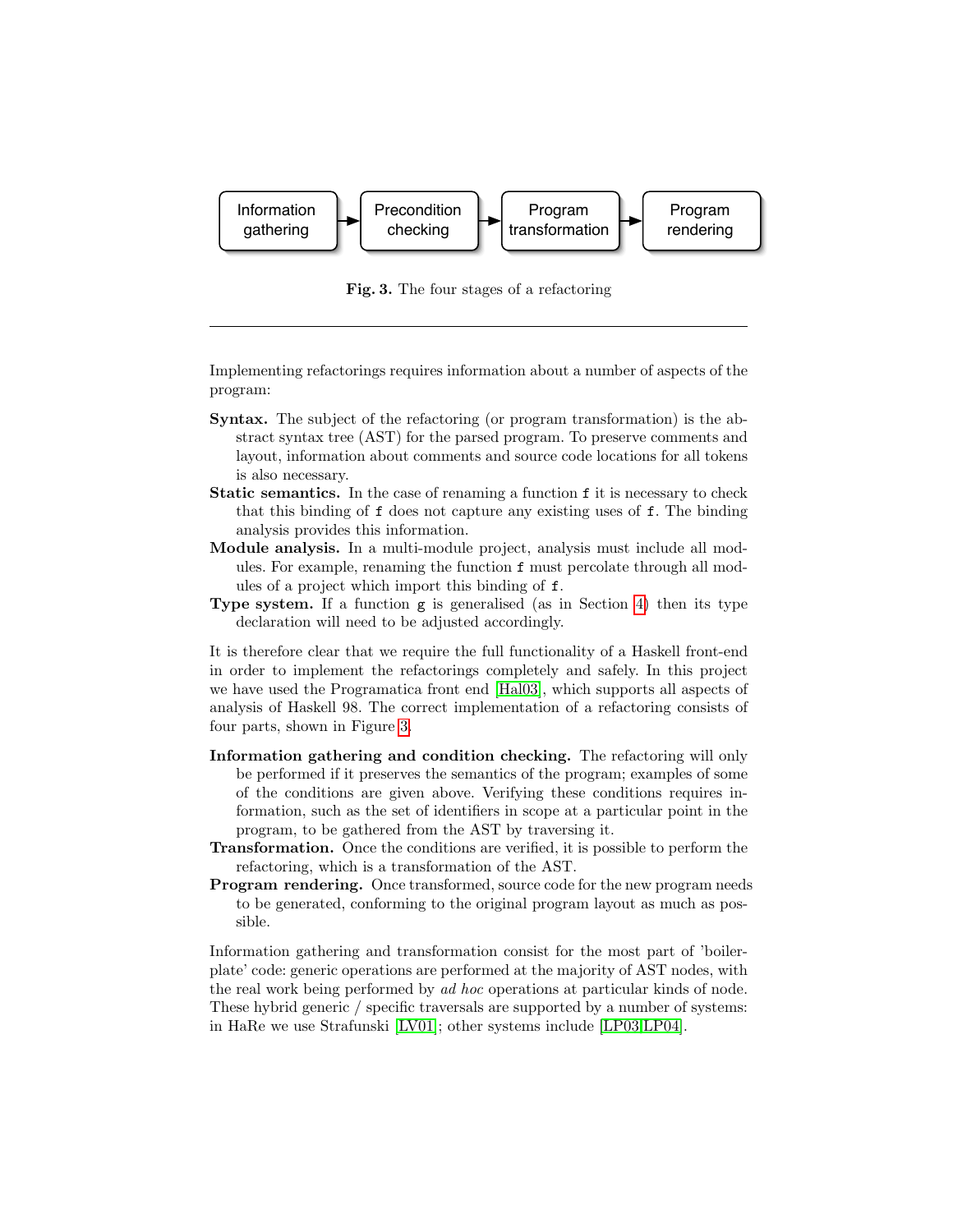Information gathering → Precondition checking → Program transformation → Program rendering

**Fig. 3.** The four stages of a refactoring

---

Implementing refactorings requires information about a number of aspects of the program:

**Syntax.** The subject of the refactoring (or program transformation) is the abstract syntax tree (AST) for the parsed program. To preserve comments and layout, information about comments and source code locations for all tokens is also necessary.

**Static semantics.** In the case of renaming a function `f` it is necessary to check that this binding of `f` does not capture any existing uses of `f`. The binding analysis provides this information.

**Module analysis.** In a multi-module project, analysis must include all modules. For example, renaming the function `f` must percolate through all modules of a project which import this binding of `f`.

**Type system.** If a function `g` is generalised (as in Section 4) then its type declaration will need to be adjusted accordingly.

It is therefore clear that we require the full functionality of a Haskell front-end in order to implement the refactorings completely and safely. In this project we have used the Programatica front end [Hal03], which supports all aspects of analysis of Haskell 98. The correct implementation of a refactoring consists of four parts, shown in Figure 3.

**Information gathering and condition checking.** The refactoring will only be performed if it preserves the semantics of the program; examples of some of the conditions are given above. Verifying these conditions requires information, such as the set of identifiers in scope at a particular point in the program, to be gathered from the AST by traversing it.

**Transformation.** Once the conditions are verified, it is possible to perform the refactoring, which is a transformation of the AST.

**Program rendering.** Once transformed, source code for the new program needs to be generated, conforming to the original program layout as much as possible.

Information gathering and transformation consist for the most part of 'boilerplate' code: generic operations are performed at the majority of AST nodes, with the real work being performed by *ad hoc* operations at particular kinds of node. These hybrid generic / specific traversals are supported by a number of systems: in HaRe we use Strafunski [LV01]; other systems include [LP03,LP04].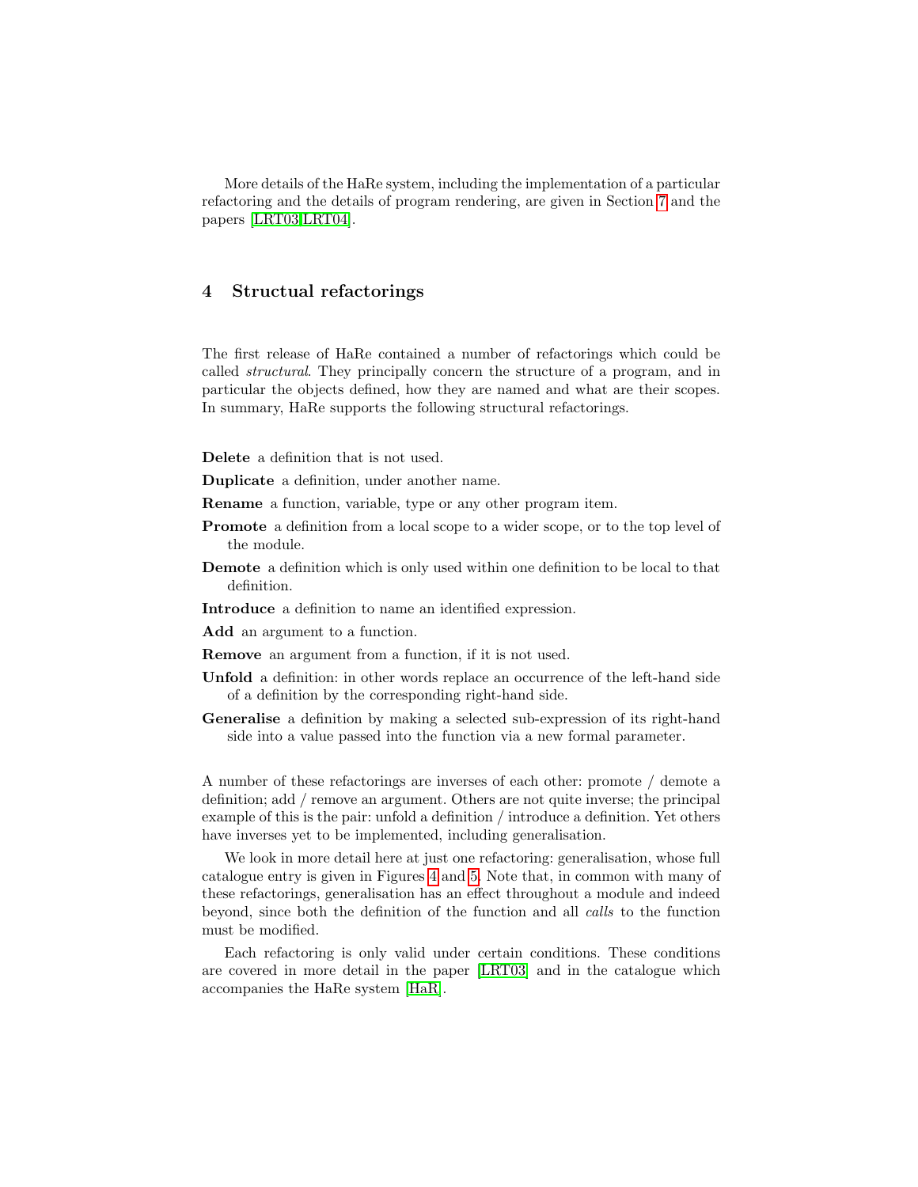More details of the HaRe system, including the implementation of a particular refactoring and the details of program rendering, are given in Section 7 and the papers [LRT03,LRT04].

## 4 Structual refactorings

The first release of HaRe contained a number of refactorings which could be called *structural*. They principally concern the structure of a program, and in particular the objects defined, how they are named and what are their scopes. In summary, HaRe supports the following structural refactorings.

**Delete** a definition that is not used.

**Duplicate** a definition, under another name.

**Rename** a function, variable, type or any other program item.

**Promote** a definition from a local scope to a wider scope, or to the top level of the module.

**Demote** a definition which is only used within one definition to be local to that definition.

**Introduce** a definition to name an identified expression.

**Add** an argument to a function.

**Remove** an argument from a function, if it is not used.

**Unfold** a definition: in other words replace an occurrence of the left-hand side of a definition by the corresponding right-hand side.

**Generalise** a definition by making a selected sub-expression of its right-hand side into a value passed into the function via a new formal parameter.

A number of these refactorings are inverses of each other: promote / demote a definition; add / remove an argument. Others are not quite inverse; the principal example of this is the pair: unfold a definition / introduce a definition. Yet others have inverses yet to be implemented, including generalisation.

We look in more detail here at just one refactoring: generalisation, whose full catalogue entry is given in Figures 4 and 5. Note that, in common with many of these refactorings, generalisation has an effect throughout a module and indeed beyond, since both the definition of the function and all *calls* to the function must be modified.

Each refactoring is only valid under certain conditions. These conditions are covered in more detail in the paper [LRT03] and in the catalogue which accompanies the HaRe system [HaR].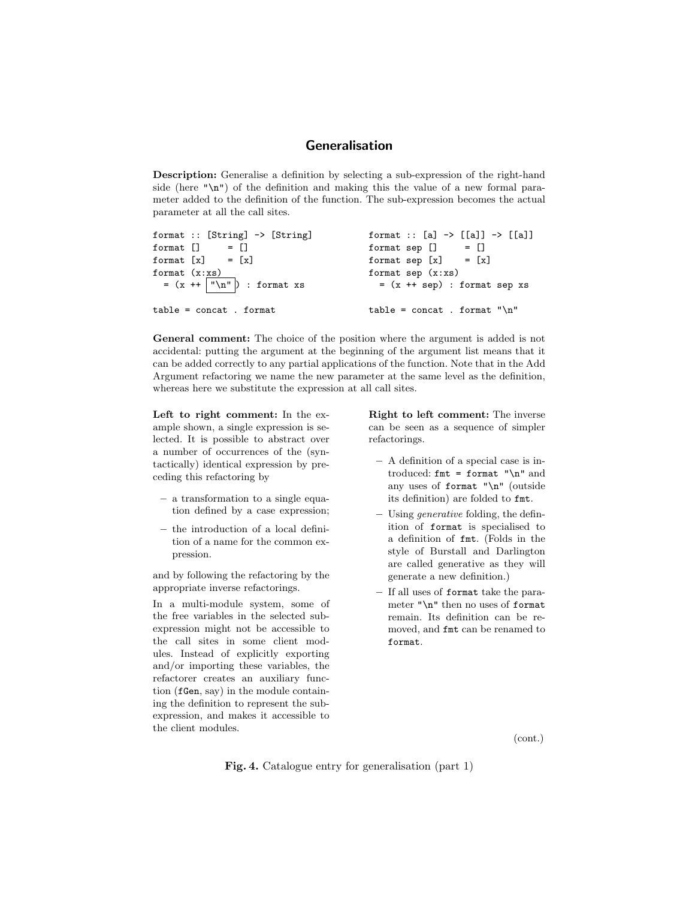## Generalisation

**Description:** Generalise a definition by selecting a sub-expression of the right-hand side (here `"\n"`) of the definition and making this the value of a new formal parameter added to the definition of the function. The sub-expression becomes the actual parameter at all the call sites.

```
format :: [String] -> [String]
format []     = []
format [x]    = [x]
format (x:xs)
  = (x ++ "\n") : format xs

table = concat . format
```

```
format :: [a] -> [[a]] -> [[a]]
format sep []     = []
format sep [x]    = [x]
format sep (x:xs)
  = (x ++ sep) : format sep xs

table = concat . format "\n"
```

**General comment:** The choice of the position where the argument is added is not accidental: putting the argument at the beginning of the argument list means that it can be added correctly to any partial applications of the function. Note that in the Add Argument refactoring we name the new parameter at the same level as the definition, whereas here we substitute the expression at all call sites.

**Left to right comment:** In the example shown, a single expression is selected. It is possible to abstract over a number of occurrences of the (syntactically) identical expression by preceding this refactoring by

- a transformation to a single equation defined by a case expression;
- the introduction of a local definition of a name for the common expression.

and by following the refactoring by the appropriate inverse refactorings.

In a multi-module system, some of the free variables in the selected sub-expression might not be accessible to the call sites in some client modules. Instead of explicitly exporting and/or importing these variables, the refactorer creates an auxiliary function (`fGen`, say) in the module containing the definition to represent the sub-expression, and makes it accessible to the client modules.

**Right to left comment:** The inverse can be seen as a sequence of simpler refactorings.

- A definition of a special case is introduced: `fmt = format "\n"` and any uses of `format "\n"` (outside its definition) are folded to `fmt`.
- Using *generative* folding, the definition of `format` is specialised to a definition of `fmt`. (Folds in the style of Burstall and Darlington are called generative as they will generate a new definition.)
- If all uses of `format` take the parameter `"\n"` then no uses of `format` remain. Its definition can be removed, and `fmt` can be renamed to `format`.

(cont.)

**Fig. 4.** Catalogue entry for generalisation (part 1)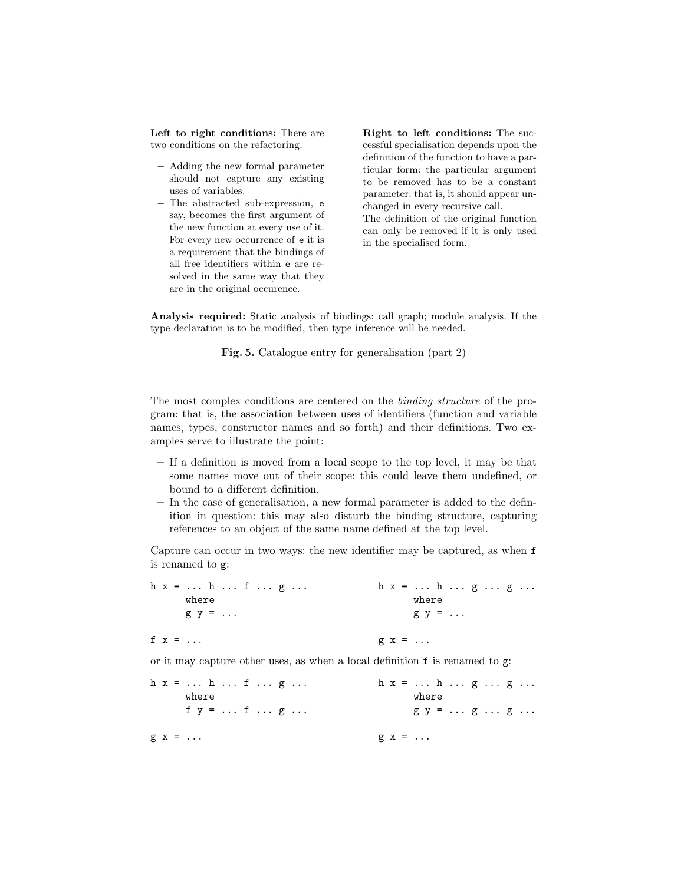**Left to right conditions:** There are two conditions on the refactoring.

- Adding the new formal parameter should not capture any existing uses of variables.
- The abstracted sub-expression, `e` say, becomes the first argument of the new function at every use of it. For every new occurrence of `e` it is a requirement that the bindings of all free identifiers within `e` are resolved in the same way that they are in the original occurence.

**Right to left conditions:** The successful specialisation depends upon the definition of the function to have a particular form: the particular argument to be removed has to be a constant parameter: that is, it should appear unchanged in every recursive call.
The definition of the original function can only be removed if it is only used in the specialised form.

**Analysis required:** Static analysis of bindings; call graph; module analysis. If the type declaration is to be modified, then type inference will be needed.

**Fig. 5.** Catalogue entry for generalisation (part 2)

---

The most complex conditions are centered on the *binding structure* of the program: that is, the association between uses of identifiers (function and variable names, types, constructor names and so forth) and their definitions. Two examples serve to illustrate the point:

- If a definition is moved from a local scope to the top level, it may be that some names move out of their scope: this could leave them undefined, or bound to a different definition.
- In the case of generalisation, a new formal parameter is added to the definition in question: this may also disturb the binding structure, capturing references to an object of the same name defined at the top level.

Capture can occur in two ways: the new identifier may be captured, as when `f` is renamed to `g`:

```
h x = ... h ... f ... g ...              h x = ... h ... g ... g ...
      where                                    where
      g y = ...                                g y = ...

f x = ...                                g x = ...
```

or it may capture other uses, as when a local definition `f` is renamed to `g`:

```
h x = ... h ... f ... g ...              h x = ... h ... g ... g ...
      where                                    where
      f y = ... f ... g ...                    g y = ... g ... g ...

g x = ...                                g x = ...
```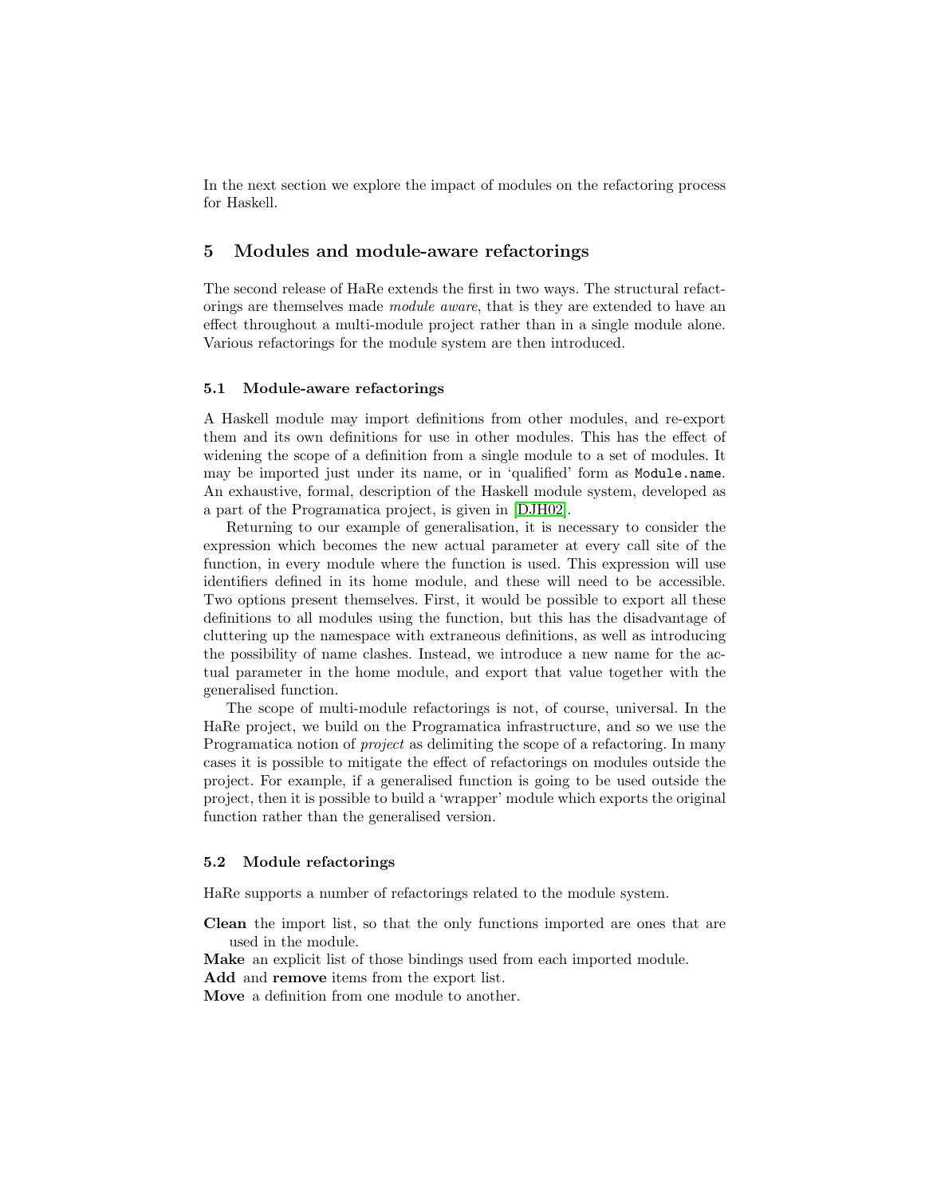In the next section we explore the impact of modules on the refactoring process for Haskell.

## 5 Modules and module-aware refactorings

The second release of HaRe extends the first in two ways. The structural refactorings are themselves made *module aware*, that is they are extended to have an effect throughout a multi-module project rather than in a single module alone. Various refactorings for the module system are then introduced.

### 5.1 Module-aware refactorings

A Haskell module may import definitions from other modules, and re-export them and its own definitions for use in other modules. This has the effect of widening the scope of a definition from a single module to a set of modules. It may be imported just under its name, or in 'qualified' form as `Module.name`. An exhaustive, formal, description of the Haskell module system, developed as a part of the Programatica project, is given in [DJH02].

Returning to our example of generalisation, it is necessary to consider the expression which becomes the new actual parameter at every call site of the function, in every module where the function is used. This expression will use identifiers defined in its home module, and these will need to be accessible. Two options present themselves. First, it would be possible to export all these definitions to all modules using the function, but this has the disadvantage of cluttering up the namespace with extraneous definitions, as well as introducing the possibility of name clashes. Instead, we introduce a new name for the actual parameter in the home module, and export that value together with the generalised function.

The scope of multi-module refactorings is not, of course, universal. In the HaRe project, we build on the Programatica infrastructure, and so we use the Programatica notion of *project* as delimiting the scope of a refactoring. In many cases it is possible to mitigate the effect of refactorings on modules outside the project. For example, if a generalised function is going to be used outside the project, then it is possible to build a 'wrapper' module which exports the original function rather than the generalised version.

### 5.2 Module refactorings

HaRe supports a number of refactorings related to the module system.

**Clean** the import list, so that the only functions imported are ones that are used in the module.

**Make** an explicit list of those bindings used from each imported module.

**Add** and **remove** items from the export list.

**Move** a definition from one module to another.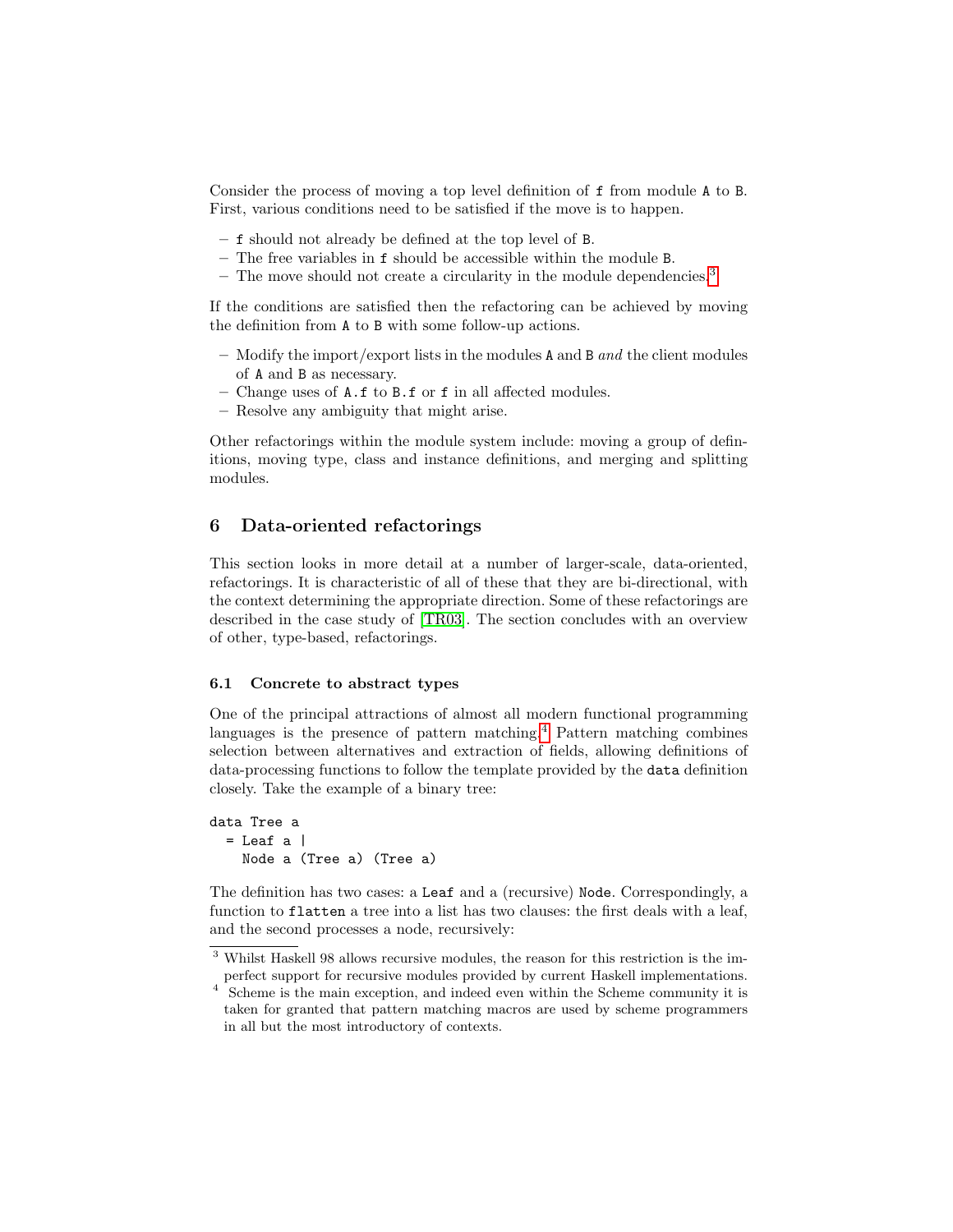Consider the process of moving a top level definition of `f` from module `A` to `B`. First, various conditions need to be satisfied if the move is to happen.

- `f` should not already be defined at the top level of `B`.
- The free variables in `f` should be accessible within the module `B`.
- The move should not create a circularity in the module dependencies.[3]

If the conditions are satisfied then the refactoring can be achieved by moving the definition from `A` to `B` with some follow-up actions.

- Modify the import/export lists in the modules `A` and `B` *and* the client modules of `A` and `B` as necessary.
- Change uses of `A.f` to `B.f` or `f` in all affected modules.
- Resolve any ambiguity that might arise.

Other refactorings within the module system include: moving a group of definitions, moving type, class and instance definitions, and merging and splitting modules.

## 6 Data-oriented refactorings

This section looks in more detail at a number of larger-scale, data-oriented, refactorings. It is characteristic of all of these that they are bi-directional, with the context determining the appropriate direction. Some of these refactorings are described in the case study of [TR03]. The section concludes with an overview of other, type-based, refactorings.

### 6.1 Concrete to abstract types

One of the principal attractions of almost all modern functional programming languages is the presence of pattern matching.[4] Pattern matching combines selection between alternatives and extraction of fields, allowing definitions of data-processing functions to follow the template provided by the `data` definition closely. Take the example of a binary tree:

```
data Tree a
  = Leaf a |
    Node a (Tree a) (Tree a)
```

The definition has two cases: a `Leaf` and a (recursive) `Node`. Correspondingly, a function to `flatten` a tree into a list has two clauses: the first deals with a leaf, and the second processes a node, recursively:

---

[3] Whilst Haskell 98 allows recursive modules, the reason for this restriction is the imperfect support for recursive modules provided by current Haskell implementations.

[4] Scheme is the main exception, and indeed even within the Scheme community it is taken for granted that pattern matching macros are used by scheme programmers in all but the most introductory of contexts.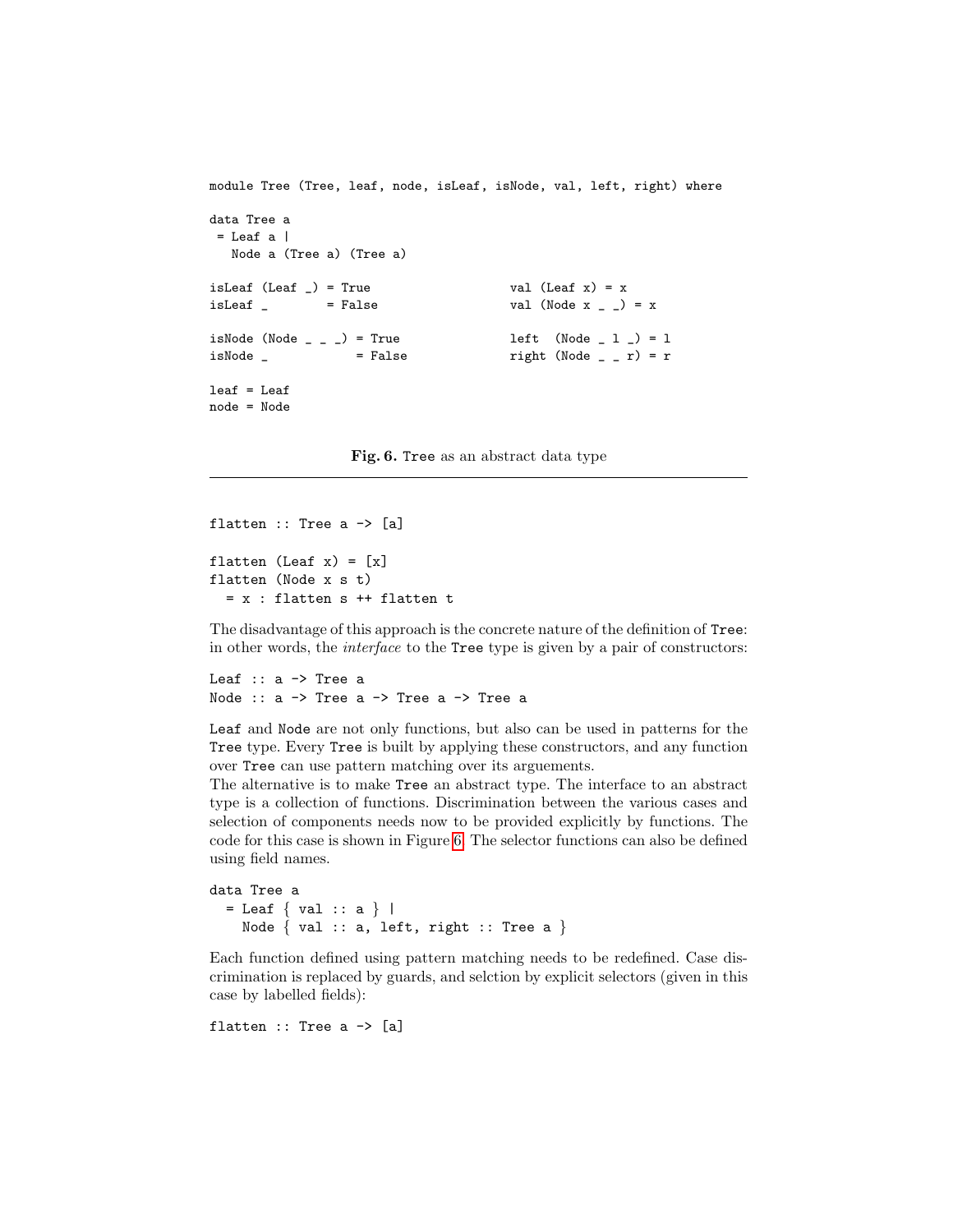```
module Tree (Tree, leaf, node, isLeaf, isNode, val, left, right) where

data Tree a
 = Leaf a |
   Node a (Tree a) (Tree a)

isLeaf (Leaf _) = True                  val (Leaf x) = x
isLeaf _        = False                 val (Node x _ _) = x

isNode (Node _ _ _) = True              left  (Node _ l _) = l
isNode _            = False             right (Node _ _ r) = r

leaf = Leaf
node = Node
```

**Fig. 6.** Tree as an abstract data type

```
flatten :: Tree a -> [a]

flatten (Leaf x) = [x]
flatten (Node x s t)
  = x : flatten s ++ flatten t
```

The disadvantage of this approach is the concrete nature of the definition of `Tree`: in other words, the *interface* to the `Tree` type is given by a pair of constructors:

```
Leaf :: a -> Tree a
Node :: a -> Tree a -> Tree a -> Tree a
```

`Leaf` and `Node` are not only functions, but also can be used in patterns for the `Tree` type. Every `Tree` is built by applying these constructors, and any function over `Tree` can use pattern matching over its arguements.

The alternative is to make `Tree` an abstract type. The interface to an abstract type is a collection of functions. Discrimination between the various cases and selection of components needs now to be provided explicitly by functions. The code for this case is shown in Figure 6. The selector functions can also be defined using field names.

```
data Tree a
  = Leaf { val :: a } |
    Node { val :: a, left, right :: Tree a }
```

Each function defined using pattern matching needs to be redefined. Case discrimination is replaced by guards, and selction by explicit selectors (given in this case by labelled fields):

```
flatten :: Tree a -> [a]
```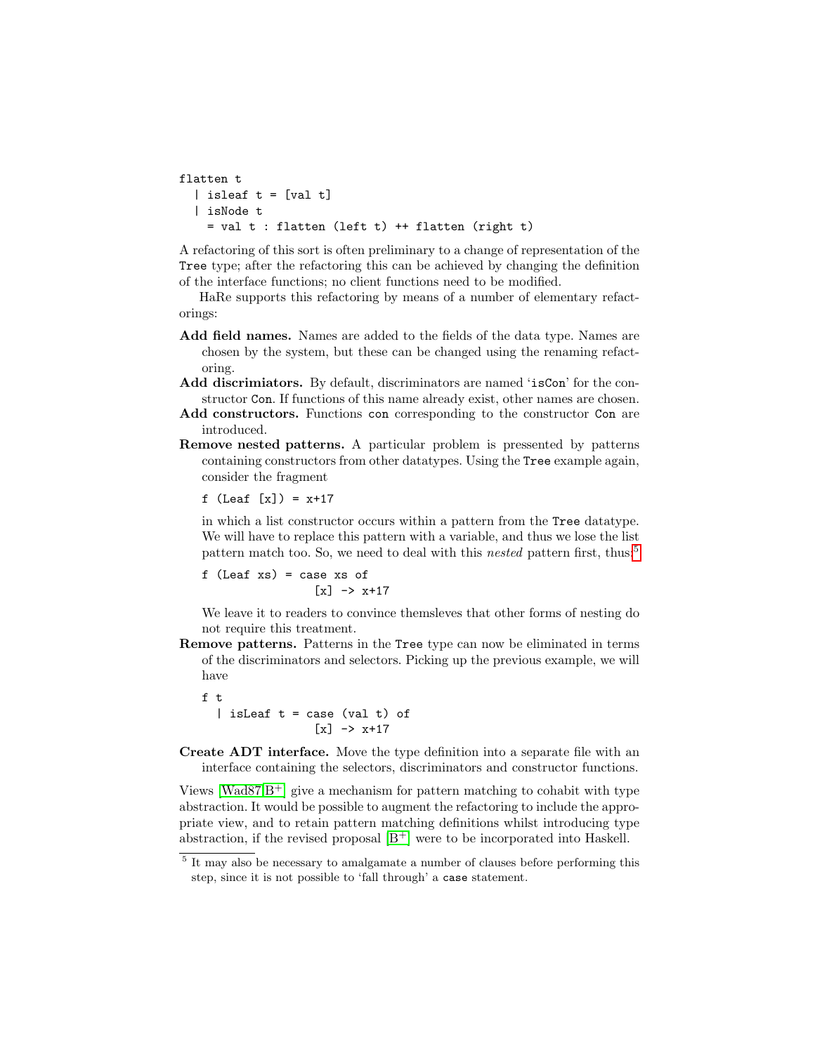```
flatten t
  | isleaf t = [val t]
  | isNode t
    = val t : flatten (left t) ++ flatten (right t)
```

A refactoring of this sort is often preliminary to a change of representation of the Tree type; after the refactoring this can be achieved by changing the definition of the interface functions; no client functions need to be modified.

HaRe supports this refactoring by means of a number of elementary refactorings:

**Add field names.** Names are added to the fields of the data type. Names are chosen by the system, but these can be changed using the renaming refactoring.

**Add discrimiators.** By default, discriminators are named 'isCon' for the constructor Con. If functions of this name already exist, other names are chosen.

**Add constructors.** Functions con corresponding to the constructor Con are introduced.

**Remove nested patterns.** A particular problem is pressented by patterns containing constructors from other datatypes. Using the Tree example again, consider the fragment

```
f (Leaf [x]) = x+17
```

in which a list constructor occurs within a pattern from the Tree datatype. We will have to replace this pattern with a variable, and thus we lose the list pattern match too. So, we need to deal with this *nested* pattern first, thus:[5]

```
f (Leaf xs) = case xs of
                [x] -> x+17
```

We leave it to readers to convince themsleves that other forms of nesting do not require this treatment.

**Remove patterns.** Patterns in the Tree type can now be eliminated in terms of the discriminators and selectors. Picking up the previous example, we will have

```
f t
  | isLeaf t = case (val t) of
                [x] -> x+17
```

**Create ADT interface.** Move the type definition into a separate file with an interface containing the selectors, discriminators and constructor functions.

Views [Wad87,B+] give a mechanism for pattern matching to cohabit with type abstraction. It would be possible to augment the refactoring to include the appropriate view, and to retain pattern matching definitions whilst introducing type abstraction, if the revised proposal [B+] were to be incorporated into Haskell.

[5] It may also be necessary to amalgamate a number of clauses before performing this step, since it is not possible to 'fall through' a case statement.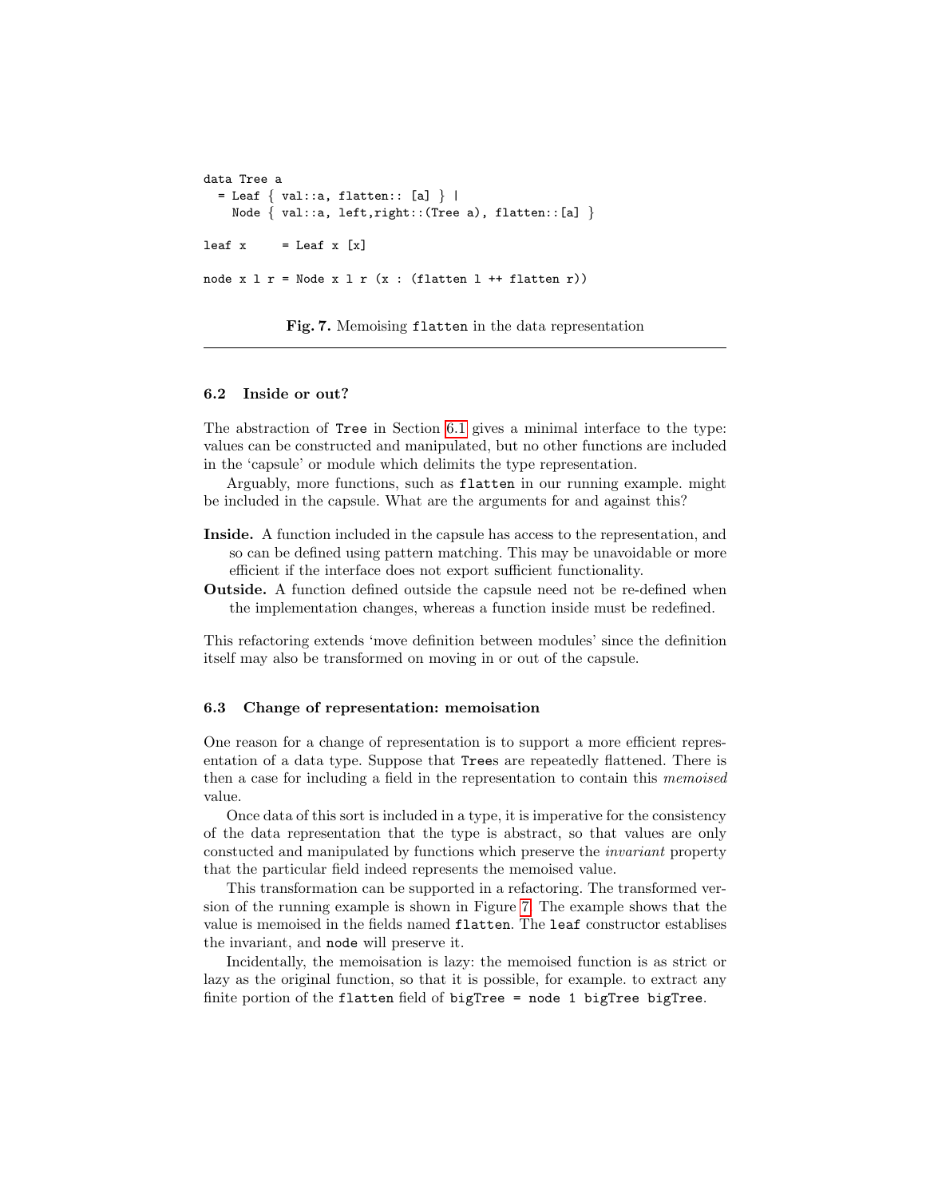```
data Tree a
  = Leaf { val::a, flatten:: [a] } |
    Node { val::a, left,right::(Tree a), flatten::[a] }

leaf x     = Leaf x [x]

node x l r = Node x l r (x : (flatten l ++ flatten r))
```

**Fig. 7.** Memoising `flatten` in the data representation

### 6.2 Inside or out?

The abstraction of `Tree` in Section 6.1 gives a minimal interface to the type: values can be constructed and manipulated, but no other functions are included in the 'capsule' or module which delimits the type representation.

Arguably, more functions, such as `flatten` in our running example. might be included in the capsule. What are the arguments for and against this?

**Inside.** A function included in the capsule has access to the representation, and so can be defined using pattern matching. This may be unavoidable or more efficient if the interface does not export sufficient functionality.

**Outside.** A function defined outside the capsule need not be re-defined when the implementation changes, whereas a function inside must be redefined.

This refactoring extends 'move definition between modules' since the definition itself may also be transformed on moving in or out of the capsule.

### 6.3 Change of representation: memoisation

One reason for a change of representation is to support a more efficient representation of a data type. Suppose that `Tree`s are repeatedly flattened. There is then a case for including a field in the representation to contain this *memoised* value.

Once data of this sort is included in a type, it is imperative for the consistency of the data representation that the type is abstract, so that values are only constucted and manipulated by functions which preserve the *invariant* property that the particular field indeed represents the memoised value.

This transformation can be supported in a refactoring. The transformed version of the running example is shown in Figure 7. The example shows that the value is memoised in the fields named `flatten`. The `leaf` constructor establises the invariant, and `node` will preserve it.

Incidentally, the memoisation is lazy: the memoised function is as strict or lazy as the original function, so that it is possible, for example. to extract any finite portion of the `flatten` field of `bigTree = node 1 bigTree bigTree`.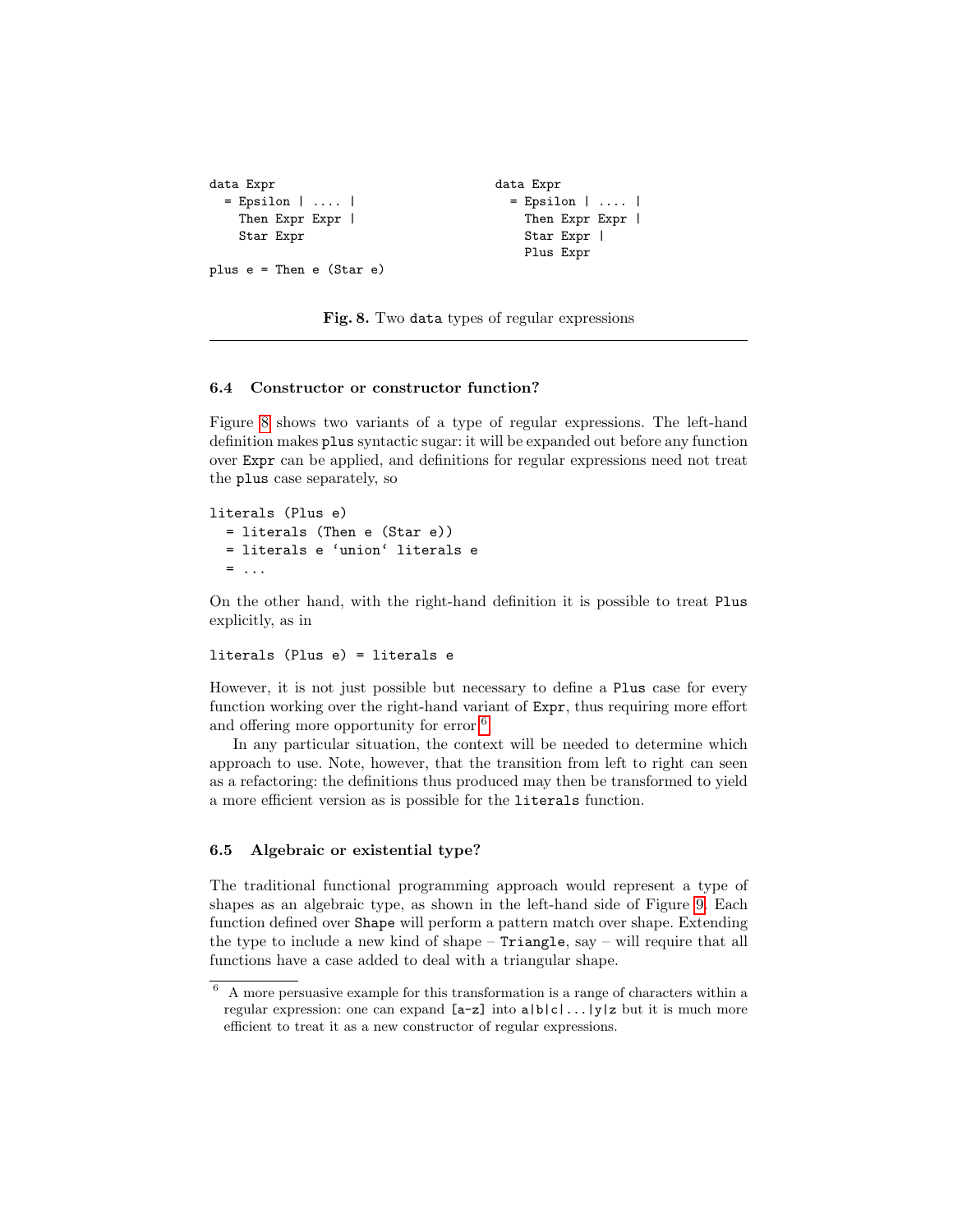```
data Expr
  = Epsilon | .... |
    Then Expr Expr |
    Star Expr

plus e = Then e (Star e)
```

```
data Expr
  = Epsilon | .... |
    Then Expr Expr |
    Star Expr |
    Plus Expr
```

**Fig. 8.** Two `data` types of regular expressions

### 6.4 Constructor or constructor function?

Figure 8 shows two variants of a type of regular expressions. The left-hand definition makes `plus` syntactic sugar: it will be expanded out before any function over `Expr` can be applied, and definitions for regular expressions need not treat the `plus` case separately, so

```
literals (Plus e)
  = literals (Then e (Star e))
  = literals e `union` literals e
  = ...
```

On the other hand, with the right-hand definition it is possible to treat `Plus` explicitly, as in

```
literals (Plus e) = literals e
```

However, it is not just possible but necessary to define a `Plus` case for every function working over the right-hand variant of `Expr`, thus requiring more effort and offering more opportunity for error.[6]

In any particular situation, the context will be needed to determine which approach to use. Note, however, that the transition from left to right can seen as a refactoring: the definitions thus produced may then be transformed to yield a more efficient version as is possible for the `literals` function.

### 6.5 Algebraic or existential type?

The traditional functional programming approach would represent a type of shapes as an algebraic type, as shown in the left-hand side of Figure 9. Each function defined over `Shape` will perform a pattern match over shape. Extending the type to include a new kind of shape – `Triangle`, say – will require that all functions have a case added to deal with a triangular shape.

[6] A more persuasive example for this transformation is a range of characters within a regular expression: one can expand `[a-z]` into `a|b|c|...|y|z` but it is much more efficient to treat it as a new constructor of regular expressions.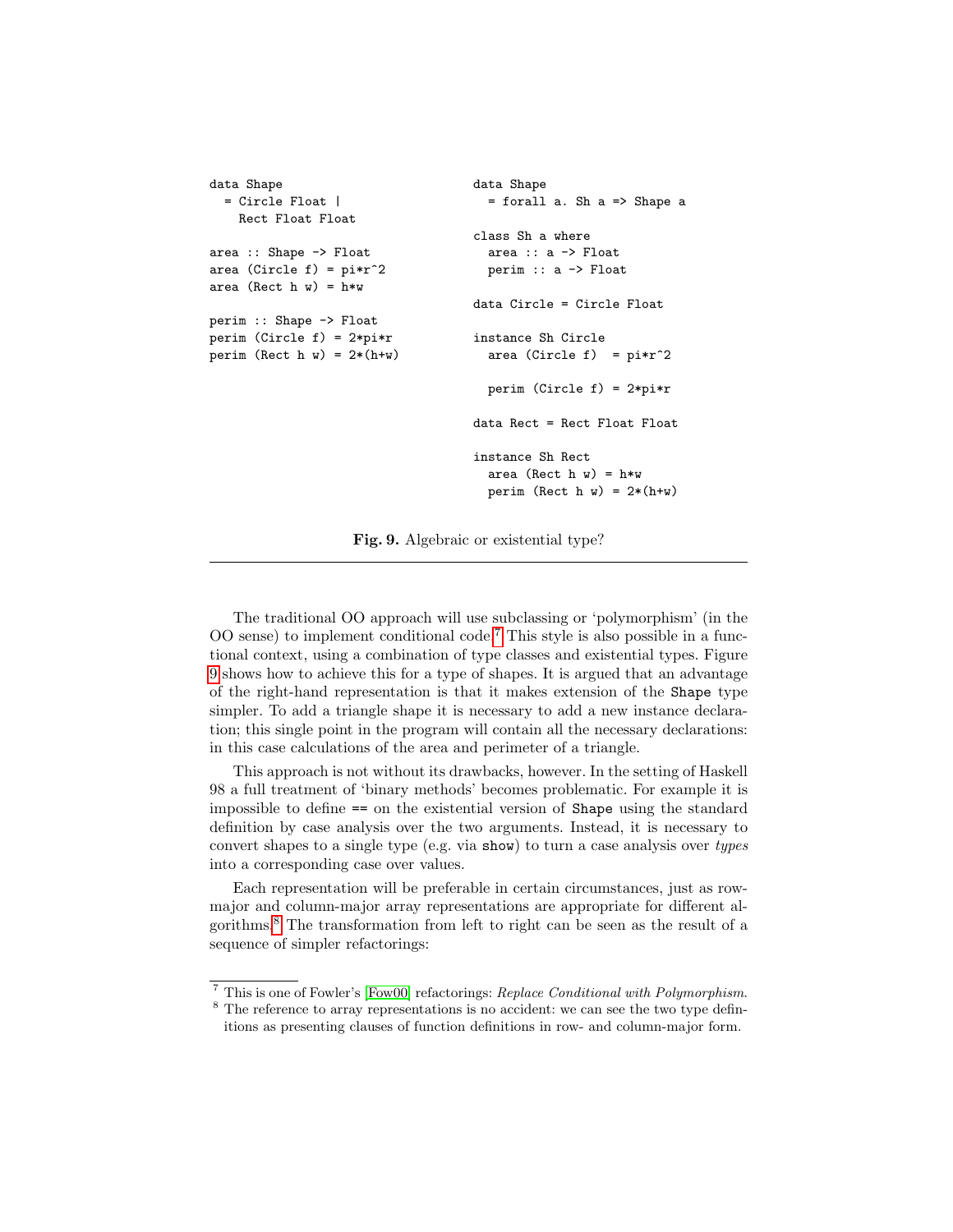```haskell
data Shape
  = Circle Float |
    Rect Float Float

area :: Shape -> Float
area (Circle f) = pi*r^2
area (Rect h w) = h*w

perim :: Shape -> Float
perim (Circle f) = 2*pi*r
perim (Rect h w) = 2*(h+w)
```

```haskell
data Shape
  = forall a. Sh a => Shape a

class Sh a where
  area :: a -> Float
  perim :: a -> Float

data Circle = Circle Float

instance Sh Circle
  area (Circle f)  = pi*r^2

  perim (Circle f) = 2*pi*r

data Rect = Rect Float Float

instance Sh Rect
  area (Rect h w) = h*w
  perim (Rect h w) = 2*(h+w)
```

**Fig. 9.** Algebraic or existential type?

The traditional OO approach will use subclassing or 'polymorphism' (in the OO sense) to implement conditional code.[7] This style is also possible in a functional context, using a combination of type classes and existential types. Figure 9 shows how to achieve this for a type of shapes. It is argued that an advantage of the right-hand representation is that it makes extension of the `Shape` type simpler. To add a triangle shape it is necessary to add a new instance declaration; this single point in the program will contain all the necessary declarations: in this case calculations of the area and perimeter of a triangle.

This approach is not without its drawbacks, however. In the setting of Haskell 98 a full treatment of 'binary methods' becomes problematic. For example it is impossible to define `==` on the existential version of `Shape` using the standard definition by case analysis over the two arguments. Instead, it is necessary to convert shapes to a single type (e.g. via `show`) to turn a case analysis over *types* into a corresponding case over values.

Each representation will be preferable in certain circumstances, just as row-major and column-major array representations are appropriate for different algorithms.[8] The transformation from left to right can be seen as the result of a sequence of simpler refactorings:

---

[7] This is one of Fowler's [Fow00] refactorings: *Replace Conditional with Polymorphism.*

[8] The reference to array representations is no accident: we can see the two type definitions as presenting clauses of function definitions in row- and column-major form.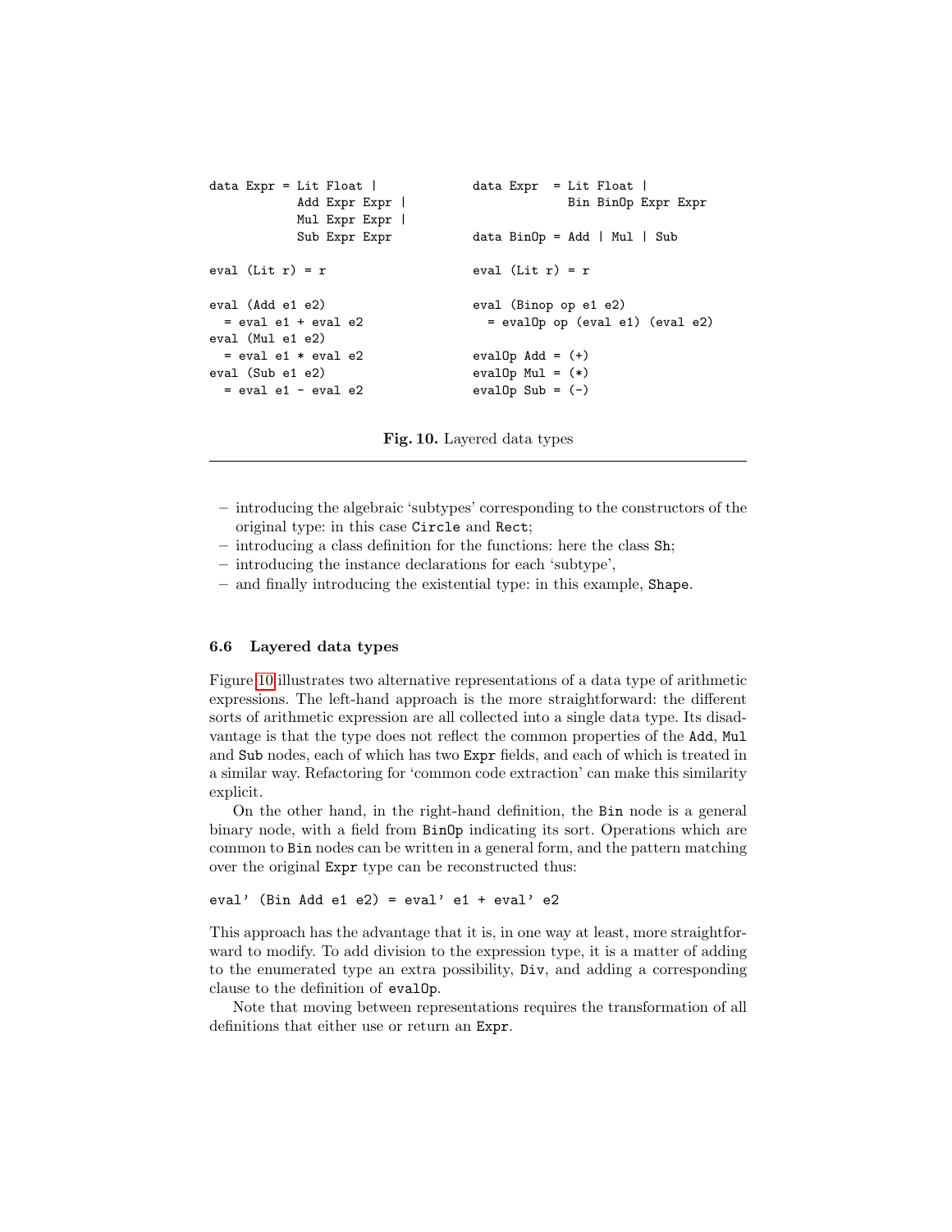```
data Expr = Lit Float |
            Add Expr Expr |
            Mul Expr Expr |
            Sub Expr Expr

eval (Lit r) = r

eval (Add e1 e2)
  = eval e1 + eval e2
eval (Mul e1 e2)
  = eval e1 * eval e2
eval (Sub e1 e2)
  = eval e1 - eval e2
```

```
data Expr  = Lit Float |
             Bin BinOp Expr Expr

data BinOp = Add | Mul | Sub

eval (Lit r) = r

eval (Binop op e1 e2)
  = evalOp op (eval e1) (eval e2)

evalOp Add = (+)
evalOp Mul = (*)
evalOp Sub = (-)
```

**Fig. 10.** Layered data types

---

- introducing the algebraic 'subtypes' corresponding to the constructors of the original type: in this case `Circle` and `Rect`;
- introducing a class definition for the functions: here the class `Sh`;
- introducing the instance declarations for each 'subtype',
- and finally introducing the existential type: in this example, `Shape`.

### 6.6 Layered data types

Figure 10 illustrates two alternative representations of a data type of arithmetic expressions. The left-hand approach is the more straightforward: the different sorts of arithmetic expression are all collected into a single data type. Its disadvantage is that the type does not reflect the common properties of the `Add`, `Mul` and `Sub` nodes, each of which has two `Expr` fields, and each of which is treated in a similar way. Refactoring for 'common code extraction' can make this similarity explicit.

On the other hand, in the right-hand definition, the `Bin` node is a general binary node, with a field from `BinOp` indicating its sort. Operations which are common to `Bin` nodes can be written in a general form, and the pattern matching over the original `Expr` type can be reconstructed thus:

```
eval' (Bin Add e1 e2) = eval' e1 + eval' e2
```

This approach has the advantage that it is, in one way at least, more straightforward to modify. To add division to the expression type, it is a matter of adding to the enumerated type an extra possibility, `Div`, and adding a corresponding clause to the definition of `evalOp`.

Note that moving between representations requires the transformation of all definitions that either use or return an `Expr`.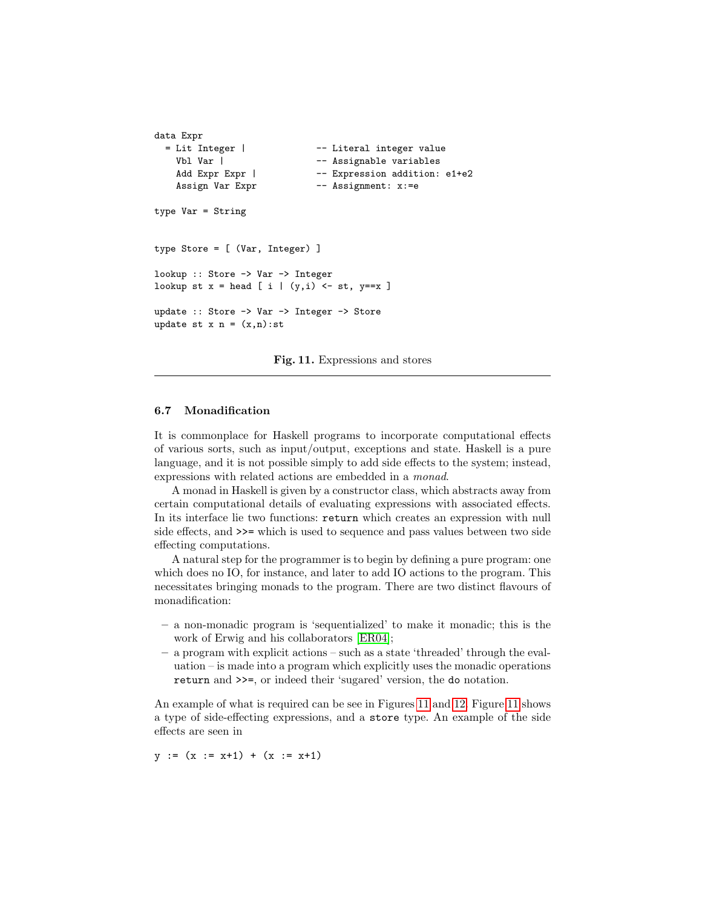```
data Expr
  = Lit Integer |             -- Literal integer value
    Vbl Var |                 -- Assignable variables
    Add Expr Expr |           -- Expression addition: e1+e2
    Assign Var Expr           -- Assignment: x:=e

type Var = String


type Store = [ (Var, Integer) ]

lookup :: Store -> Var -> Integer
lookup st x = head [ i | (y,i) <- st, y==x ]

update :: Store -> Var -> Integer -> Store
update st x n = (x,n):st
```

**Fig. 11.** Expressions and stores

### 6.7 Monadification

It is commonplace for Haskell programs to incorporate computational effects of various sorts, such as input/output, exceptions and state. Haskell is a pure language, and it is not possible simply to add side effects to the system; instead, expressions with related actions are embedded in a *monad*.

A monad in Haskell is given by a constructor class, which abstracts away from certain computational details of evaluating expressions with associated effects. In its interface lie two functions: `return` which creates an expression with null side effects, and `>>=` which is used to sequence and pass values between two side effecting computations.

A natural step for the programmer is to begin by defining a pure program: one which does no IO, for instance, and later to add IO actions to the program. This necessitates bringing monads to the program. There are two distinct flavours of monadification:

- a non-monadic program is 'sequentialized' to make it monadic; this is the work of Erwig and his collaborators [ER04];
- a program with explicit actions – such as a state 'threaded' through the evaluation – is made into a program which explicitly uses the monadic operations `return` and `>>=`, or indeed their 'sugared' version, the `do` notation.

An example of what is required can be see in Figures 11 and 12. Figure 11 shows a type of side-effecting expressions, and a `store` type. An example of the side effects are seen in

```
y := (x := x+1) + (x := x+1)
```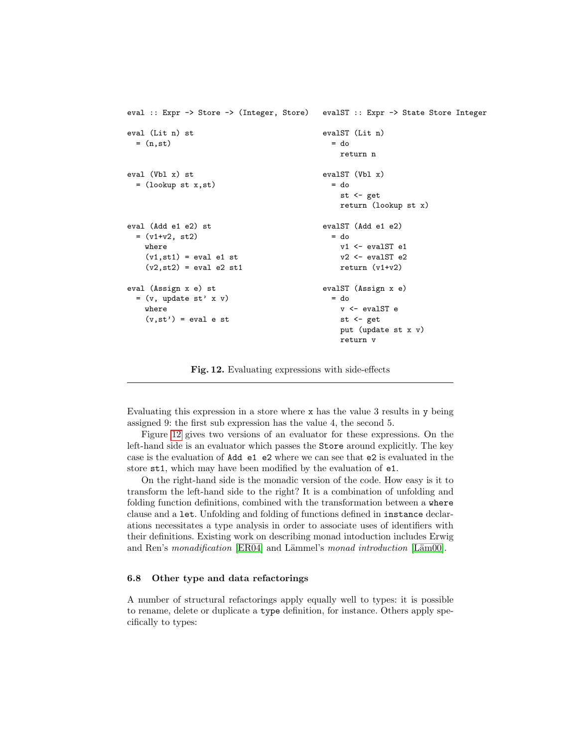```haskell
eval :: Expr -> Store -> (Integer, Store)

eval (Lit n) st
  = (n,st)


eval (Vbl x) st
  = (lookup st x,st)



eval (Add e1 e2) st
  = (v1+v2, st2)
    where
    (v1,st1) = eval e1 st
    (v2,st2) = eval e2 st1

eval (Assign x e) st
  = (v, update st' x v)
    where
    (v,st') = eval e st
```

```haskell
evalST :: Expr -> State Store Integer

evalST (Lit n)
  = do
    return n

evalST (Vbl x)
  = do
    st <- get
    return (lookup st x)

evalST (Add e1 e2)
  = do
    v1 <- evalST e1
    v2 <- evalST e2
    return (v1+v2)

evalST (Assign x e)
  = do
    v <- evalST e
    st <- get
    put (update st x v)
    return v
```

**Fig. 12.** Evaluating expressions with side-effects

Evaluating this expression in a store where `x` has the value 3 results in `y` being assigned 9: the first sub expression has the value 4, the second 5.

Figure 12 gives two versions of an evaluator for these expressions. On the left-hand side is an evaluator which passes the `Store` around explicitly. The key case is the evaluation of `Add e1 e2` where we can see that `e2` is evaluated in the store `st1`, which may have been modified by the evaluation of `e1`.

On the right-hand side is the monadic version of the code. How easy is it to transform the left-hand side to the right? It is a combination of unfolding and folding function definitions, combined with the transformation between a `where` clause and a `let`. Unfolding and folding of functions defined in `instance` declarations necessitates a type analysis in order to associate uses of identifiers with their definitions. Existing work on describing monad intoduction includes Erwig and Ren's *monadification* [ER04] and Lämmel's *monad introduction* [Läm00].

### 6.8 Other type and data refactorings

A number of structural refactorings apply equally well to types: it is possible to rename, delete or duplicate a `type` definition, for instance. Others apply specifically to types: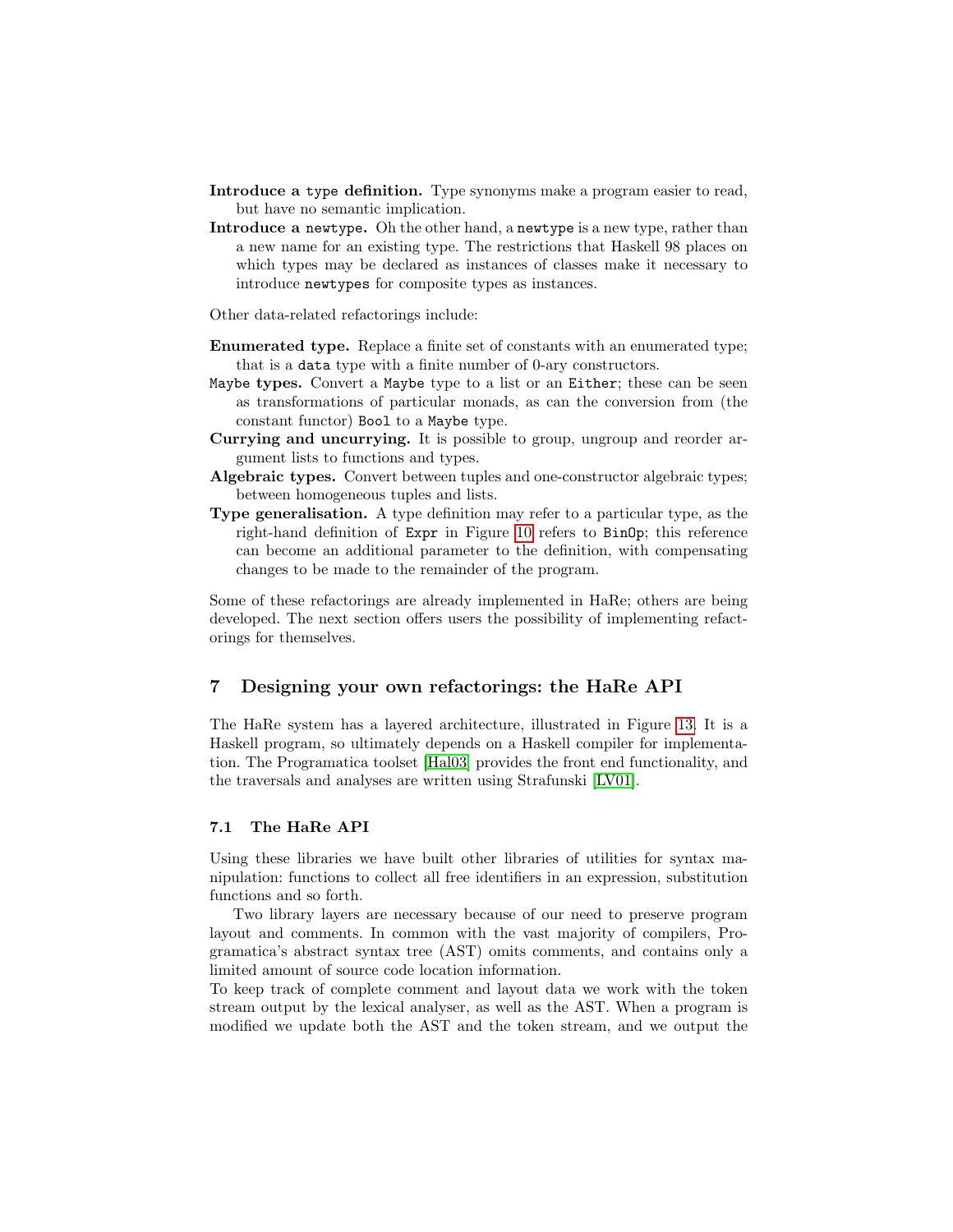**Introduce a `type` definition.** Type synonyms make a program easier to read, but have no semantic implication.

**Introduce a `newtype`.** Oh the other hand, a `newtype` is a new type, rather than a new name for an existing type. The restrictions that Haskell 98 places on which types may be declared as instances of classes make it necessary to introduce `newtype`s for composite types as instances.

Other data-related refactorings include:

**Enumerated type.** Replace a finite set of constants with an enumerated type; that is a `data` type with a finite number of 0-ary constructors.

**`Maybe` types.** Convert a `Maybe` type to a list or an `Either`; these can be seen as transformations of particular monads, as can the conversion from (the constant functor) `Bool` to a `Maybe` type.

**Currying and uncurrying.** It is possible to group, ungroup and reorder argument lists to functions and types.

**Algebraic types.** Convert between tuples and one-constructor algebraic types; between homogeneous tuples and lists.

**Type generalisation.** A type definition may refer to a particular type, as the right-hand definition of `Expr` in Figure 10 refers to `BinOp`; this reference can become an additional parameter to the definition, with compensating changes to be made to the remainder of the program.

Some of these refactorings are already implemented in HaRe; others are being developed. The next section offers users the possibility of implementing refactorings for themselves.

## 7 Designing your own refactorings: the HaRe API

The HaRe system has a layered architecture, illustrated in Figure 13. It is a Haskell program, so ultimately depends on a Haskell compiler for implementation. The Programatica toolset [Hal03] provides the front end functionality, and the traversals and analyses are written using Strafunski [LV01].

### 7.1 The HaRe API

Using these libraries we have built other libraries of utilities for syntax manipulation: functions to collect all free identifiers in an expression, substitution functions and so forth.

Two library layers are necessary because of our need to preserve program layout and comments. In common with the vast majority of compilers, Programatica's abstract syntax tree (AST) omits comments, and contains only a limited amount of source code location information.

To keep track of complete comment and layout data we work with the token stream output by the lexical analyser, as well as the AST. When a program is modified we update both the AST and the token stream, and we output the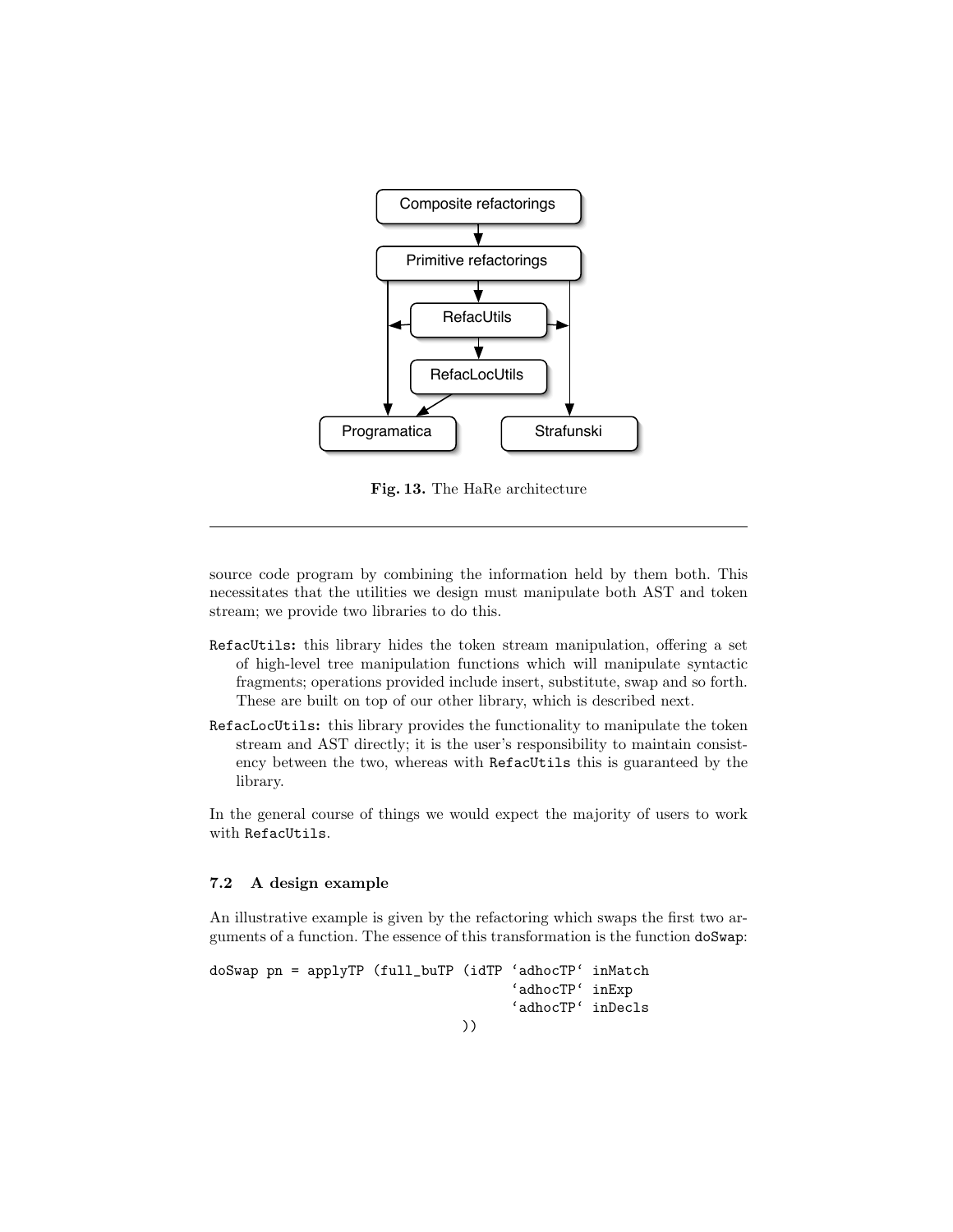Fig. 13. The HaRe architecture

source code program by combining the information held by them both. This necessitates that the utilities we design must manipulate both AST and token stream; we provide two libraries to do this.

**RefacUtils:** this library hides the token stream manipulation, offering a set of high-level tree manipulation functions which will manipulate syntactic fragments; operations provided include insert, substitute, swap and so forth. These are built on top of our other library, which is described next.

**RefacLocUtils:** this library provides the functionality to manipulate the token stream and AST directly; it is the user's responsibility to maintain consistency between the two, whereas with RefacUtils this is guaranteed by the library.

In the general course of things we would expect the majority of users to work with RefacUtils.

### 7.2 A design example

An illustrative example is given by the refactoring which swaps the first two arguments of a function. The essence of this transformation is the function doSwap:

```
doSwap pn = applyTP (full_buTP (idTP `adhocTP` inMatch
                                      `adhocTP` inExp
                                      `adhocTP` inDecls
                              ))
```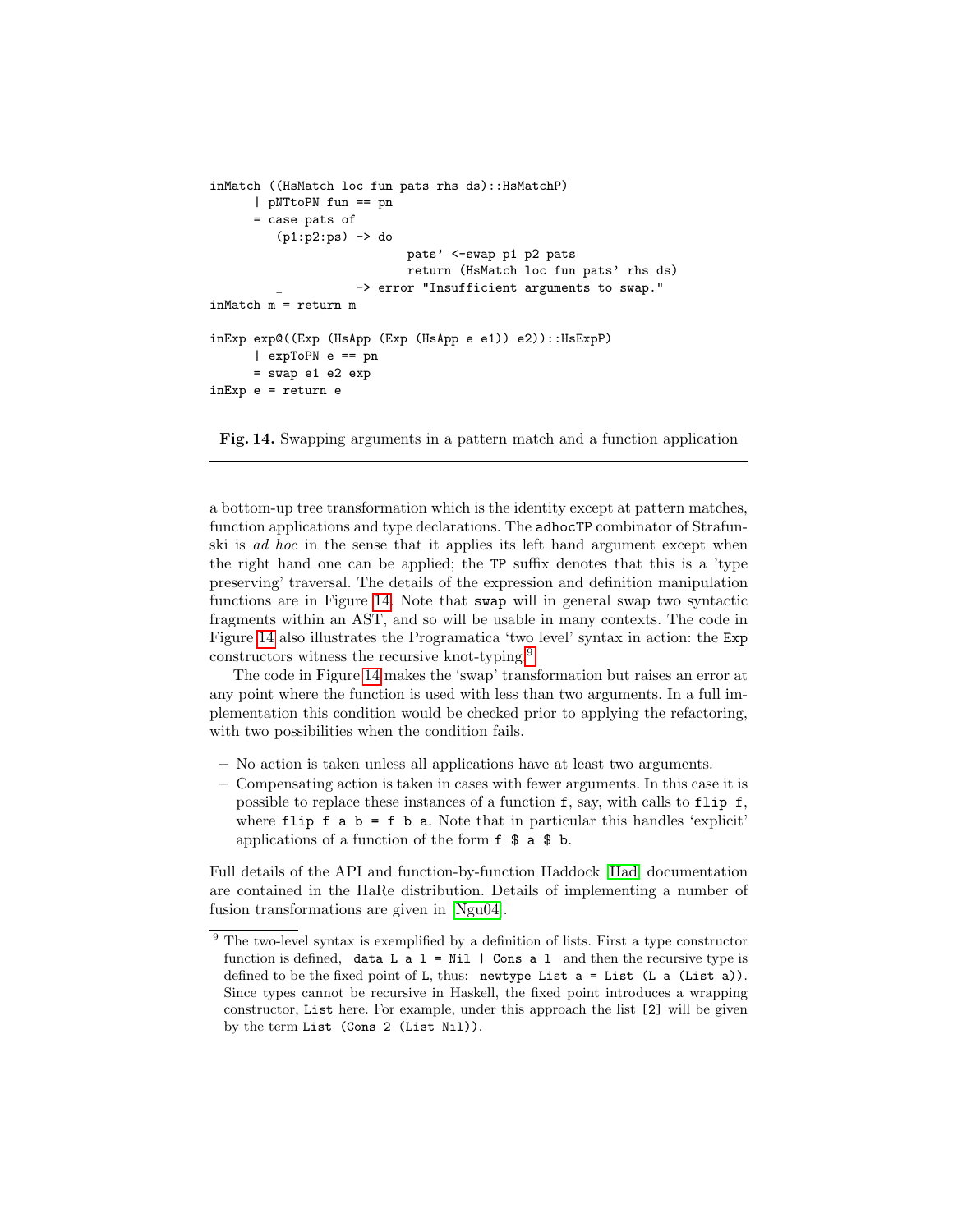```
inMatch ((HsMatch loc fun pats rhs ds)::HsMatchP)
      | pNTtoPN fun == pn
      = case pats of
          (p1:p2:ps) -> do
                          pats' <-swap p1 p2 pats
                          return (HsMatch loc fun pats' rhs ds)
          _            -> error "Insufficient arguments to swap."
inMatch m = return m

inExp exp@((Exp (HsApp (Exp (HsApp e e1)) e2))::HsExpP)
      | expToPN e == pn
      = swap e1 e2 exp
inExp e = return e
```

**Fig. 14.** Swapping arguments in a pattern match and a function application

a bottom-up tree transformation which is the identity except at pattern matches, function applications and type declarations. The `adhocTP` combinator of Strafunski is *ad hoc* in the sense that it applies its left hand argument except when the right hand one can be applied; the `TP` suffix denotes that this is a 'type preserving' traversal. The details of the expression and definition manipulation functions are in Figure 14. Note that `swap` will in general swap two syntactic fragments within an AST, and so will be usable in many contexts. The code in Figure 14 also illustrates the Programatica 'two level' syntax in action: the `Exp` constructors witness the recursive knot-typing.[9]

The code in Figure 14 makes the 'swap' transformation but raises an error at any point where the function is used with less than two arguments. In a full implementation this condition would be checked prior to applying the refactoring, with two possibilities when the condition fails.

– No action is taken unless all applications have at least two arguments.
– Compensating action is taken in cases with fewer arguments. In this case it is possible to replace these instances of a function `f`, say, with calls to `flip f`, where `flip f a b = f b a`. Note that in particular this handles 'explicit' applications of a function of the form `f $ a $ b`.

Full details of the API and function-by-function Haddock [Had] documentation are contained in the HaRe distribution. Details of implementing a number of fusion transformations are given in [Ngu04].

---

[9] The two-level syntax is exemplified by a definition of lists. First a type constructor function is defined, `data L a l = Nil | Cons a l` and then the recursive type is defined to be the fixed point of `L`, thus: `newtype List a = List (L a (List a))`. Since types cannot be recursive in Haskell, the fixed point introduces a wrapping constructor, `List` here. For example, under this approach the list `[2]` will be given by the term `List (Cons 2 (List Nil))`.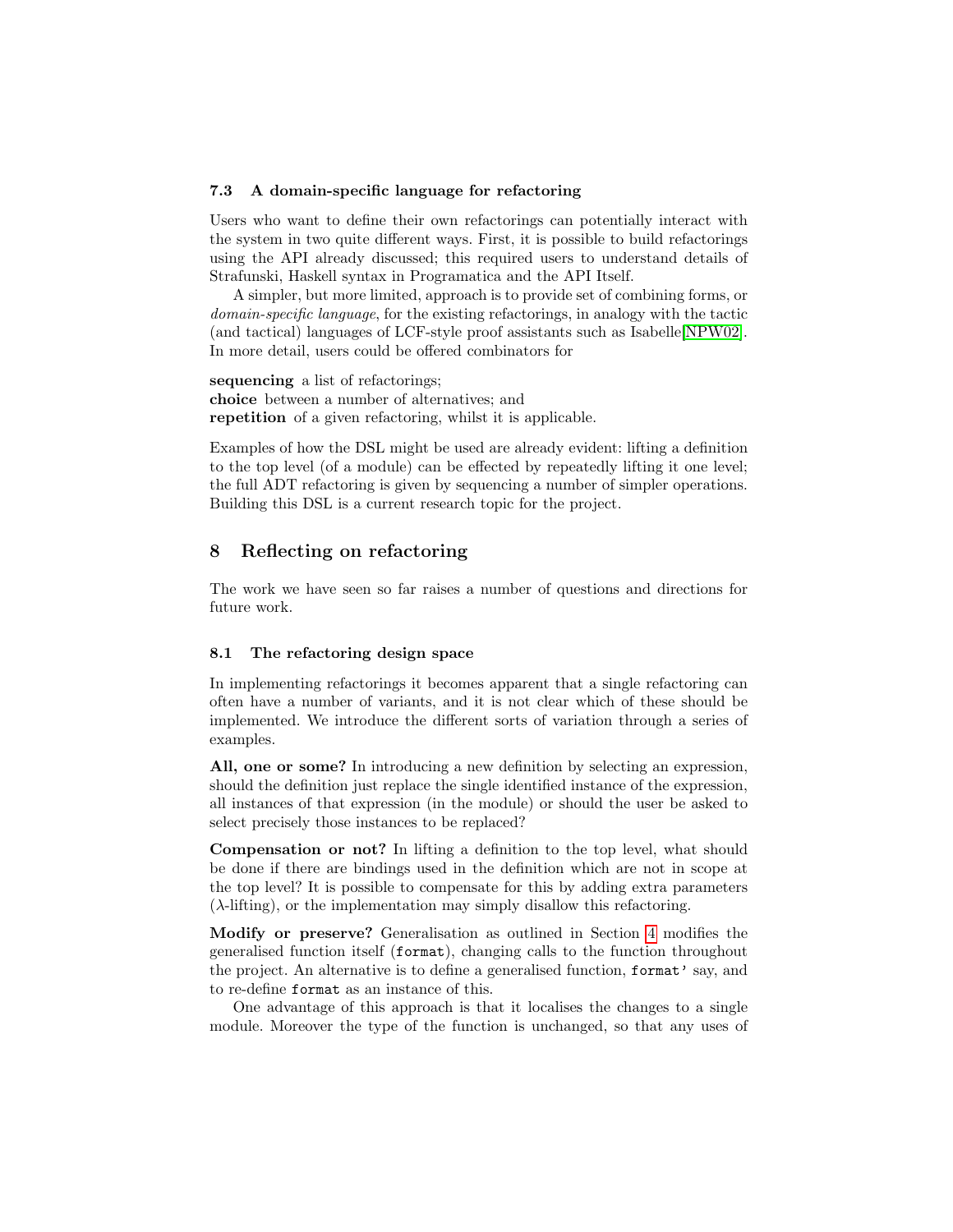### 7.3 A domain-specific language for refactoring

Users who want to define their own refactorings can potentially interact with the system in two quite different ways. First, it is possible to build refactorings using the API already discussed; this required users to understand details of Strafunski, Haskell syntax in Programatica and the API Itself.

A simpler, but more limited, approach is to provide set of combining forms, or *domain-specific language*, for the existing refactorings, in analogy with the tactic (and tactical) languages of LCF-style proof assistants such as Isabelle[NPW02]. In more detail, users could be offered combinators for

**sequencing** a list of refactorings;
**choice** between a number of alternatives; and
**repetition** of a given refactoring, whilst it is applicable.

Examples of how the DSL might be used are already evident: lifting a definition to the top level (of a module) can be effected by repeatedly lifting it one level; the full ADT refactoring is given by sequencing a number of simpler operations. Building this DSL is a current research topic for the project.

## 8 Reflecting on refactoring

The work we have seen so far raises a number of questions and directions for future work.

### 8.1 The refactoring design space

In implementing refactorings it becomes apparent that a single refactoring can often have a number of variants, and it is not clear which of these should be implemented. We introduce the different sorts of variation through a series of examples.

**All, one or some?** In introducing a new definition by selecting an expression, should the definition just replace the single identified instance of the expression, all instances of that expression (in the module) or should the user be asked to select precisely those instances to be replaced?

**Compensation or not?** In lifting a definition to the top level, what should be done if there are bindings used in the definition which are not in scope at the top level? It is possible to compensate for this by adding extra parameters ($\lambda$-lifting), or the implementation may simply disallow this refactoring.

**Modify or preserve?** Generalisation as outlined in Section 4 modifies the generalised function itself (`format`), changing calls to the function throughout the project. An alternative is to define a generalised function, `format'` say, and to re-define `format` as an instance of this.

One advantage of this approach is that it localises the changes to a single module. Moreover the type of the function is unchanged, so that any uses of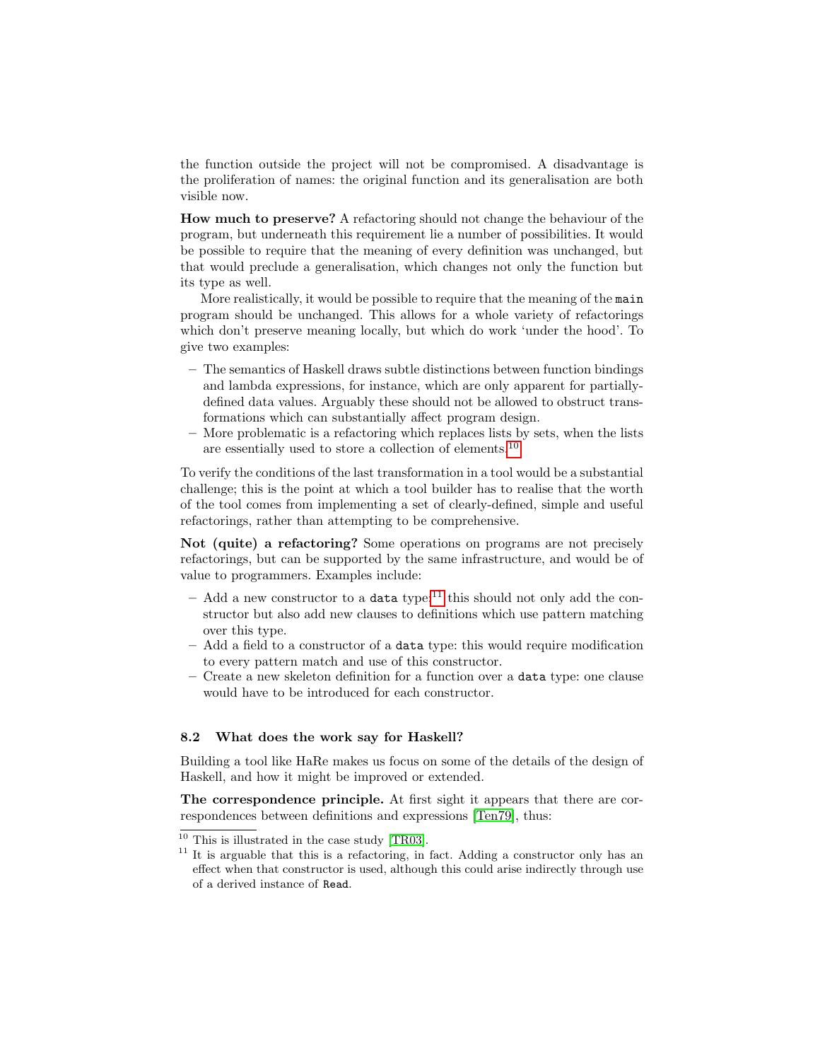the function outside the project will not be compromised. A disadvantage is the proliferation of names: the original function and its generalisation are both visible now.

**How much to preserve?** A refactoring should not change the behaviour of the program, but underneath this requirement lie a number of possibilities. It would be possible to require that the meaning of every definition was unchanged, but that would preclude a generalisation, which changes not only the function but its type as well.

More realistically, it would be possible to require that the meaning of the `main` program should be unchanged. This allows for a whole variety of refactorings which don't preserve meaning locally, but which do work 'under the hood'. To give two examples:

- The semantics of Haskell draws subtle distinctions between function bindings and lambda expressions, for instance, which are only apparent for partially-defined data values. Arguably these should not be allowed to obstruct transformations which can substantially affect program design.
- More problematic is a refactoring which replaces lists by sets, when the lists are essentially used to store a collection of elements.[10]

To verify the conditions of the last transformation in a tool would be a substantial challenge; this is the point at which a tool builder has to realise that the worth of the tool comes from implementing a set of clearly-defined, simple and useful refactorings, rather than attempting to be comprehensive.

**Not (quite) a refactoring?** Some operations on programs are not precisely refactorings, but can be supported by the same infrastructure, and would be of value to programmers. Examples include:

- Add a new constructor to a `data` type:[11] this should not only add the constructor but also add new clauses to definitions which use pattern matching over this type.
- Add a field to a constructor of a `data` type: this would require modification to every pattern match and use of this constructor.
- Create a new skeleton definition for a function over a `data` type: one clause would have to be introduced for each constructor.

### 8.2 What does the work say for Haskell?

Building a tool like HaRe makes us focus on some of the details of the design of Haskell, and how it might be improved or extended.

**The correspondence principle.** At first sight it appears that there are correspondences between definitions and expressions [Ten79], thus:

---

[10] This is illustrated in the case study [TR03].

[11] It is arguable that this is a refactoring, in fact. Adding a constructor only has an effect when that constructor is used, although this could arise indirectly through use of a derived instance of `Read`.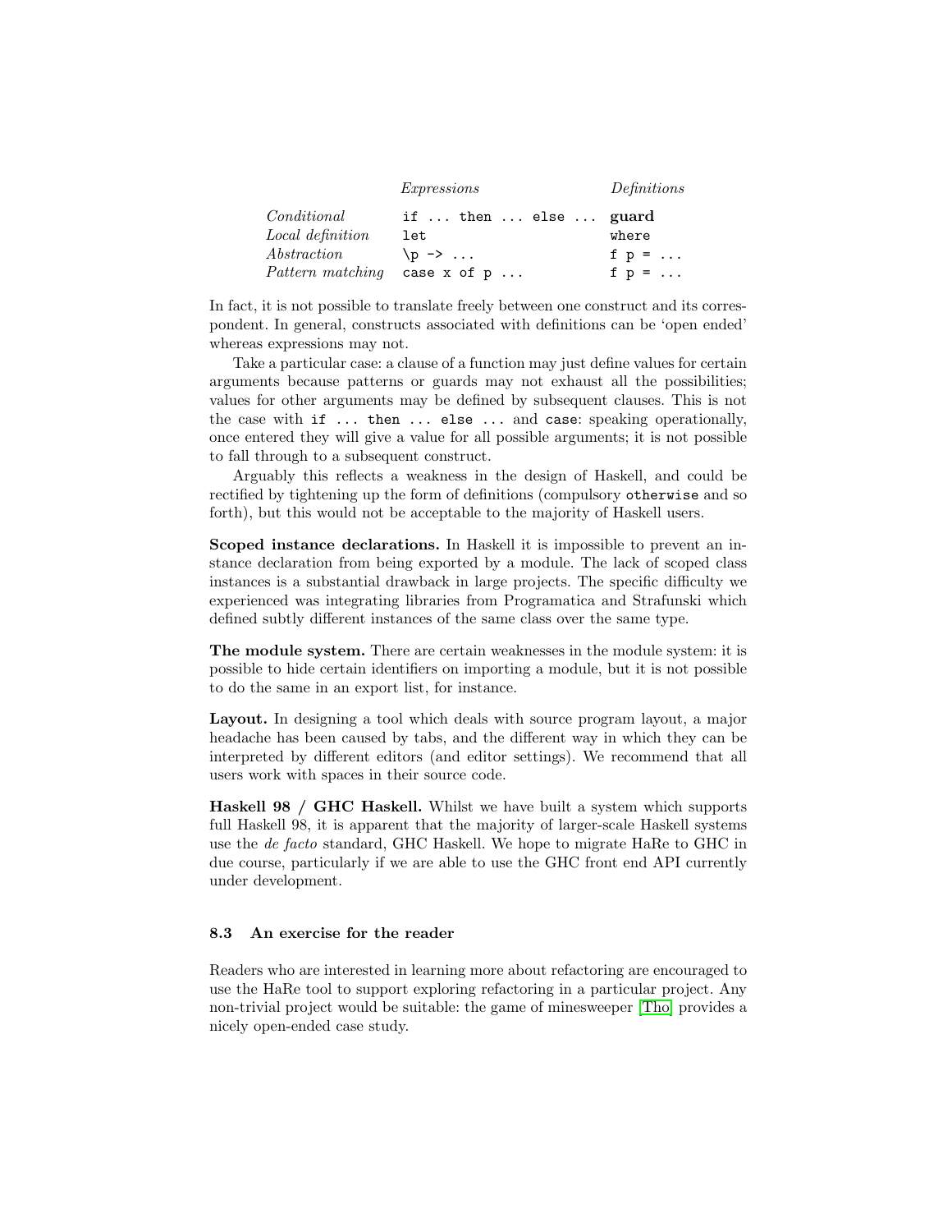| | *Expressions* | *Definitions* |
|---|---|---|
| *Conditional* | `if ... then ... else ...` | **guard** |
| *Local definition* | `let` | `where` |
| *Abstraction* | `\p -> ...` | `f p = ...` |
| *Pattern matching* | `case x of p ...` | `f p = ...` |

In fact, it is not possible to translate freely between one construct and its correspondent. In general, constructs associated with definitions can be 'open ended' whereas expressions may not.

Take a particular case: a clause of a function may just define values for certain arguments because patterns or guards may not exhaust all the possibilities; values for other arguments may be defined by subsequent clauses. This is not the case with `if ... then ... else ...` and `case`: speaking operationally, once entered they will give a value for all possible arguments; it is not possible to fall through to a subsequent construct.

Arguably this reflects a weakness in the design of Haskell, and could be rectified by tightening up the form of definitions (compulsory `otherwise` and so forth), but this would not be acceptable to the majority of Haskell users.

**Scoped instance declarations.** In Haskell it is impossible to prevent an instance declaration from being exported by a module. The lack of scoped class instances is a substantial drawback in large projects. The specific difficulty we experienced was integrating libraries from Programatica and Strafunski which defined subtly different instances of the same class over the same type.

**The module system.** There are certain weaknesses in the module system: it is possible to hide certain identifiers on importing a module, but it is not possible to do the same in an export list, for instance.

**Layout.** In designing a tool which deals with source program layout, a major headache has been caused by tabs, and the different way in which they can be interpreted by different editors (and editor settings). We recommend that all users work with spaces in their source code.

**Haskell 98 / GHC Haskell.** Whilst we have built a system which supports full Haskell 98, it is apparent that the majority of larger-scale Haskell systems use the *de facto* standard, GHC Haskell. We hope to migrate HaRe to GHC in due course, particularly if we are able to use the GHC front end API currently under development.

### 8.3 An exercise for the reader

Readers who are interested in learning more about refactoring are encouraged to use the HaRe tool to support exploring refactoring in a particular project. Any non-trivial project would be suitable: the game of minesweeper [Tho] provides a nicely open-ended case study.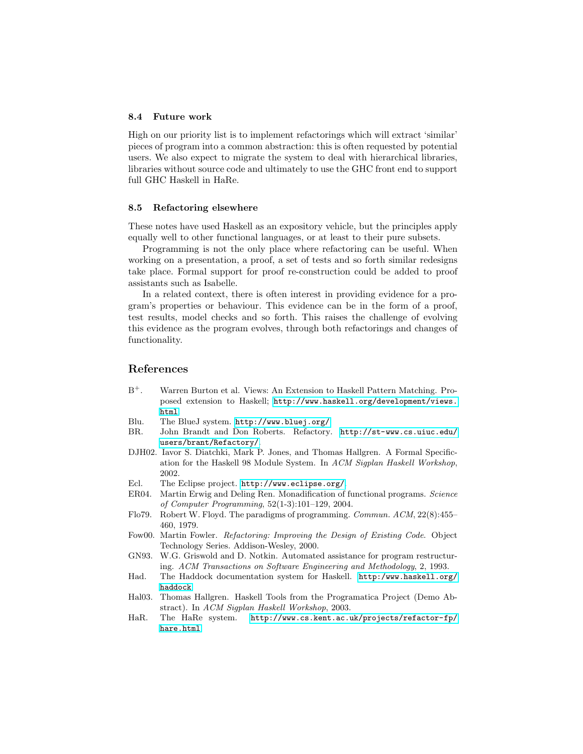### 8.4 Future work

High on our priority list is to implement refactorings which will extract 'similar' pieces of program into a common abstraction: this is often requested by potential users. We also expect to migrate the system to deal with hierarchical libraries, libraries without source code and ultimately to use the GHC front end to support full GHC Haskell in HaRe.

### 8.5 Refactoring elsewhere

These notes have used Haskell as an expository vehicle, but the principles apply equally well to other functional languages, or at least to their pure subsets.

Programming is not the only place where refactoring can be useful. When working on a presentation, a proof, a set of tests and so forth similar redesigns take place. Formal support for proof re-construction could be added to proof assistants such as Isabelle.

In a related context, there is often interest in providing evidence for a program's properties or behaviour. This evidence can be in the form of a proof, test results, model checks and so forth. This raises the challenge of evolving this evidence as the program evolves, through both refactorings and changes of functionality.

## References

- $B^+$. Warren Burton et al. Views: An Extension to Haskell Pattern Matching. Proposed extension to Haskell; `http://www.haskell.org/development/views.html`.
- Blu. The BlueJ system. `http://www.bluej.org/`.
- BR. John Brandt and Don Roberts. Refactory. `http://st-www.cs.uiuc.edu/users/brant/Refactory/`.
- DJH02. Iavor S. Diatchki, Mark P. Jones, and Thomas Hallgren. A Formal Specification for the Haskell 98 Module System. In *ACM Sigplan Haskell Workshop*, 2002.
- Ecl. The Eclipse project. `http://www.eclipse.org/`.
- ER04. Martin Erwig and Deling Ren. Monadification of functional programs. *Science of Computer Programming*, 52(1-3):101–129, 2004.
- Flo79. Robert W. Floyd. The paradigms of programming. *Commun. ACM*, 22(8):455–460, 1979.
- Fow00. Martin Fowler. *Refactoring: Improving the Design of Existing Code*. Object Technology Series. Addison-Wesley, 2000.
- GN93. W.G. Griswold and D. Notkin. Automated assistance for program restructuring. *ACM Transactions on Software Engineering and Methodology*, 2, 1993.
- Had. The Haddock documentation system for Haskell. `http:/www.haskell.org/haddock`.
- Hal03. Thomas Hallgren. Haskell Tools from the Programatica Project (Demo Abstract). In *ACM Sigplan Haskell Workshop*, 2003.
- HaR. The HaRe system. `http://www.cs.kent.ac.uk/projects/refactor-fp/hare.html`.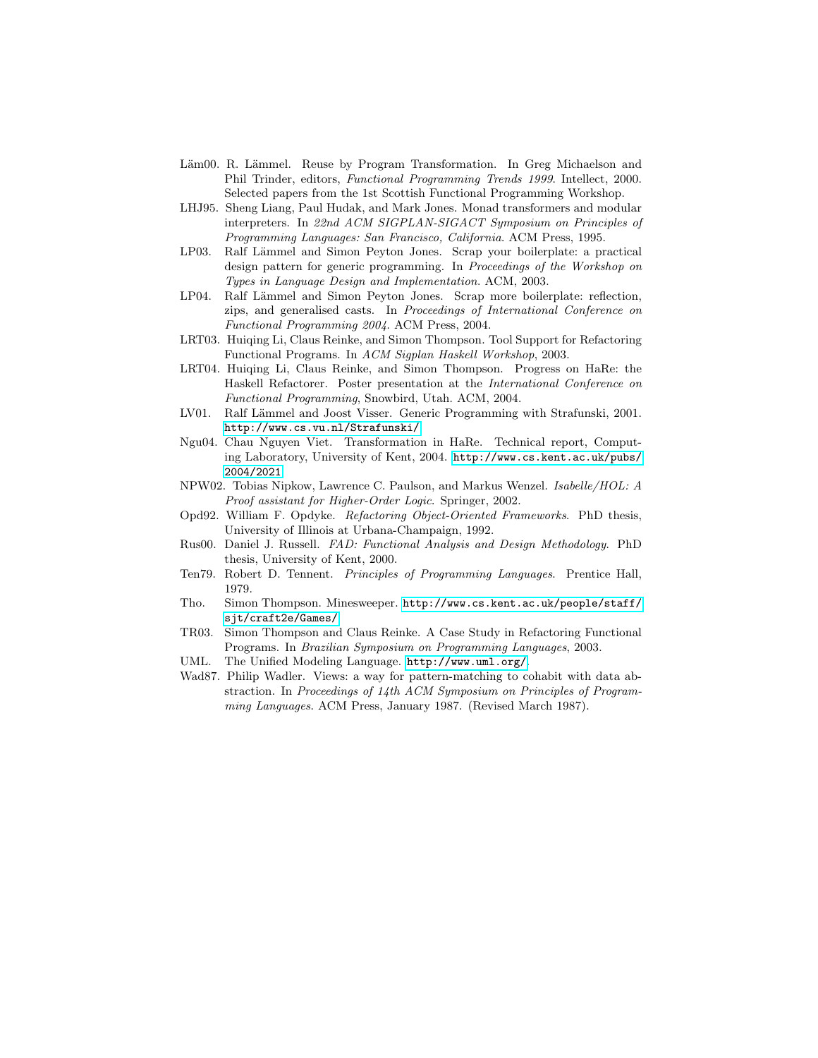Läm00. R. Lämmel. Reuse by Program Transformation. In Greg Michaelson and Phil Trinder, editors, *Functional Programming Trends 1999*. Intellect, 2000. Selected papers from the 1st Scottish Functional Programming Workshop.

LHJ95. Sheng Liang, Paul Hudak, and Mark Jones. Monad transformers and modular interpreters. In *22nd ACM SIGPLAN-SIGACT Symposium on Principles of Programming Languages: San Francisco, California*. ACM Press, 1995.

LP03. Ralf Lämmel and Simon Peyton Jones. Scrap your boilerplate: a practical design pattern for generic programming. In *Proceedings of the Workshop on Types in Language Design and Implementation*. ACM, 2003.

LP04. Ralf Lämmel and Simon Peyton Jones. Scrap more boilerplate: reflection, zips, and generalised casts. In *Proceedings of International Conference on Functional Programming 2004*. ACM Press, 2004.

LRT03. Huiqing Li, Claus Reinke, and Simon Thompson. Tool Support for Refactoring Functional Programs. In *ACM Sigplan Haskell Workshop*, 2003.

LRT04. Huiqing Li, Claus Reinke, and Simon Thompson. Progress on HaRe: the Haskell Refactorer. Poster presentation at the *International Conference on Functional Programming*, Snowbird, Utah. ACM, 2004.

LV01. Ralf Lämmel and Joost Visser. Generic Programming with Strafunski, 2001. `http://www.cs.vu.nl/Strafunski/`.

Ngu04. Chau Nguyen Viet. Transformation in HaRe. Technical report, Computing Laboratory, University of Kent, 2004. `http://www.cs.kent.ac.uk/pubs/2004/2021`.

NPW02. Tobias Nipkow, Lawrence C. Paulson, and Markus Wenzel. *Isabelle/HOL: A Proof assistant for Higher-Order Logic*. Springer, 2002.

Opd92. William F. Opdyke. *Refactoring Object-Oriented Frameworks*. PhD thesis, University of Illinois at Urbana-Champaign, 1992.

Rus00. Daniel J. Russell. *FAD: Functional Analysis and Design Methodology*. PhD thesis, University of Kent, 2000.

Ten79. Robert D. Tennent. *Principles of Programming Languages*. Prentice Hall, 1979.

Tho. Simon Thompson. Minesweeper. `http://www.cs.kent.ac.uk/people/staff/sjt/craft2e/Games/`.

TR03. Simon Thompson and Claus Reinke. A Case Study in Refactoring Functional Programs. In *Brazilian Symposium on Programming Languages*, 2003.

UML. The Unified Modeling Language. `http://www.uml.org/`.

Wad87. Philip Wadler. Views: a way for pattern-matching to cohabit with data abstraction. In *Proceedings of 14th ACM Symposium on Principles of Programming Languages*. ACM Press, January 1987. (Revised March 1987).